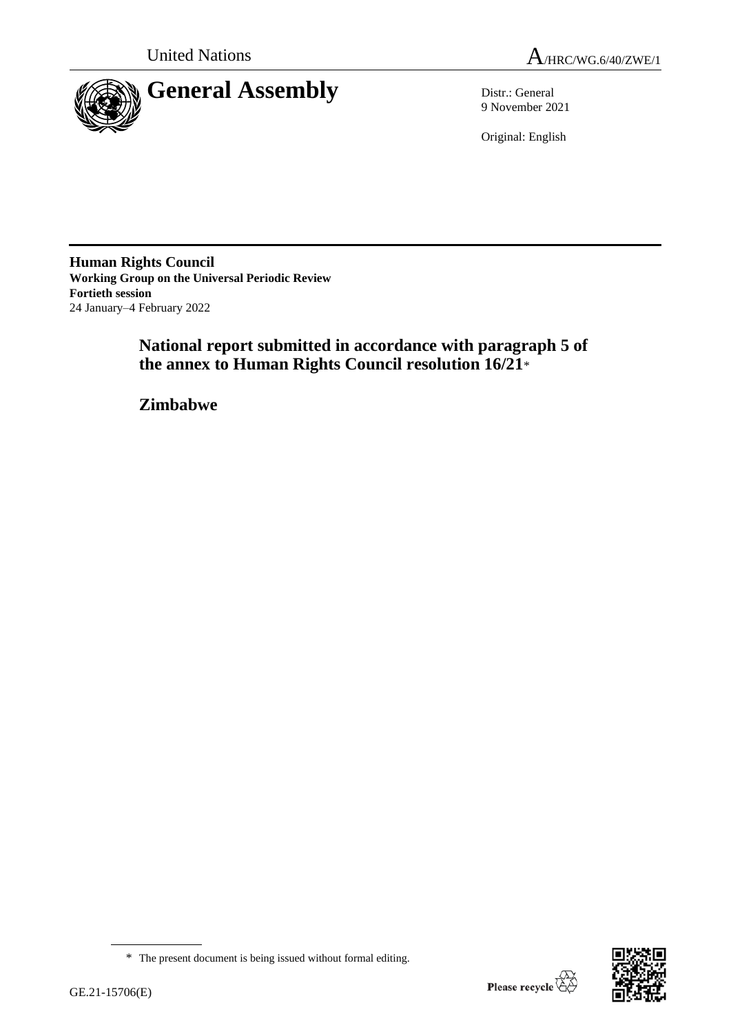United Nations

A/HRC/WG.6/40/ZWE/1

# General Assembly

Distr.: General
9 November 2021

Original: English

**Human Rights Council**
**Working Group on the Universal Periodic Review**
**Fortieth session**
24 January–4 February 2022

## National report submitted in accordance with paragraph 5 of the annex to Human Rights Council resolution 16/21*

## Zimbabwe

\* The present document is being issued without formal editing.

GE.21-15706(E)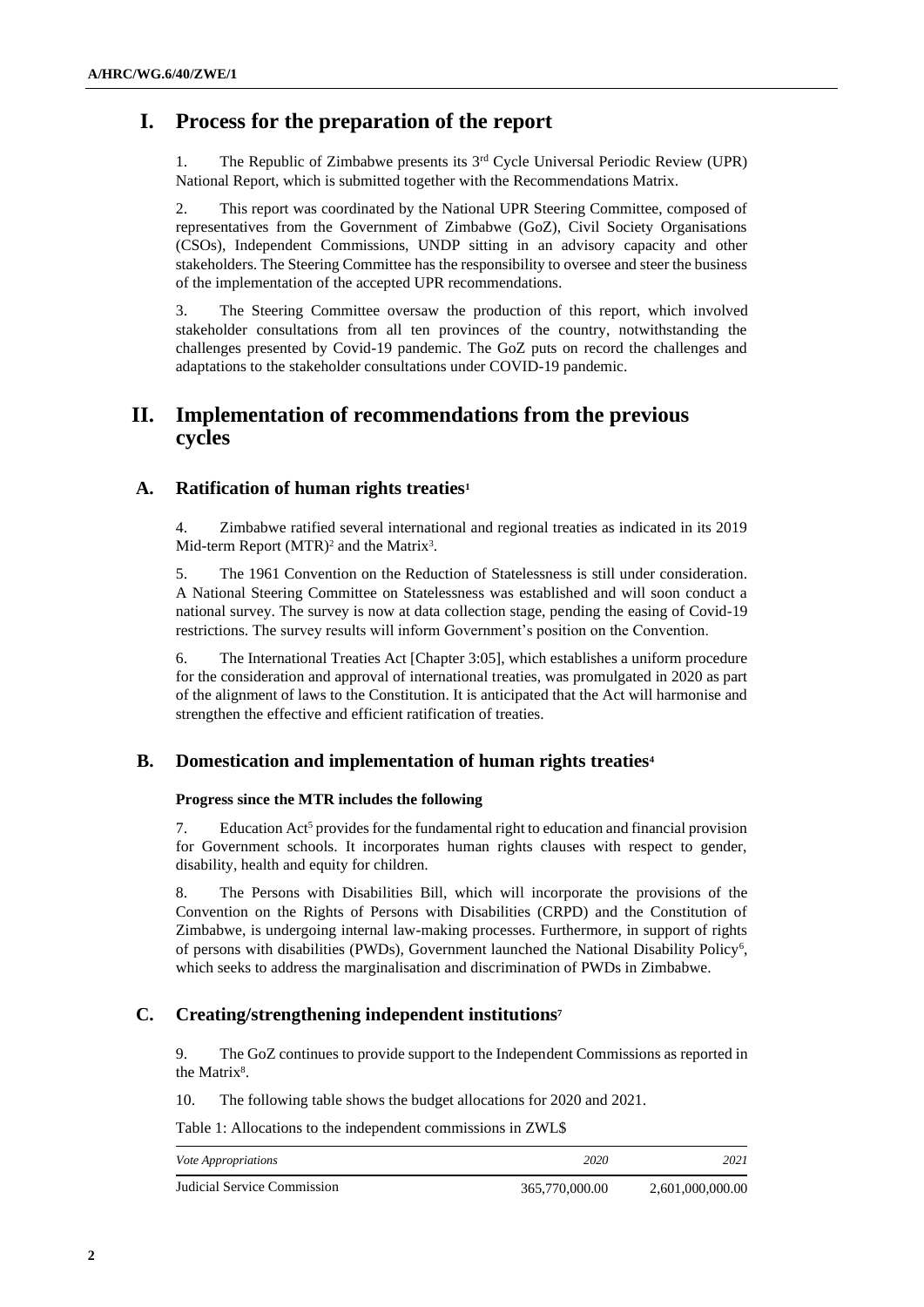# I. Process for the preparation of the report

1. The Republic of Zimbabwe presents its 3rd Cycle Universal Periodic Review (UPR) National Report, which is submitted together with the Recommendations Matrix.

2. This report was coordinated by the National UPR Steering Committee, composed of representatives from the Government of Zimbabwe (GoZ), Civil Society Organisations (CSOs), Independent Commissions, UNDP sitting in an advisory capacity and other stakeholders. The Steering Committee has the responsibility to oversee and steer the business of the implementation of the accepted UPR recommendations.

3. The Steering Committee oversaw the production of this report, which involved stakeholder consultations from all ten provinces of the country, notwithstanding the challenges presented by Covid-19 pandemic. The GoZ puts on record the challenges and adaptations to the stakeholder consultations under COVID-19 pandemic.

# II. Implementation of recommendations from the previous cycles

## A. Ratification of human rights treaties[1]

4. Zimbabwe ratified several international and regional treaties as indicated in its 2019 Mid-term Report (MTR)[2] and the Matrix[3].

5. The 1961 Convention on the Reduction of Statelessness is still under consideration. A National Steering Committee on Statelessness was established and will soon conduct a national survey. The survey is now at data collection stage, pending the easing of Covid-19 restrictions. The survey results will inform Government's position on the Convention.

6. The International Treaties Act [Chapter 3:05], which establishes a uniform procedure for the consideration and approval of international treaties, was promulgated in 2020 as part of the alignment of laws to the Constitution. It is anticipated that the Act will harmonise and strengthen the effective and efficient ratification of treaties.

## B. Domestication and implementation of human rights treaties[4]

### Progress since the MTR includes the following

7. Education Act[5] provides for the fundamental right to education and financial provision for Government schools. It incorporates human rights clauses with respect to gender, disability, health and equity for children.

8. The Persons with Disabilities Bill, which will incorporate the provisions of the Convention on the Rights of Persons with Disabilities (CRPD) and the Constitution of Zimbabwe, is undergoing internal law-making processes. Furthermore, in support of rights of persons with disabilities (PWDs), Government launched the National Disability Policy[6], which seeks to address the marginalisation and discrimination of PWDs in Zimbabwe.

## C. Creating/strengthening independent institutions[7]

9. The GoZ continues to provide support to the Independent Commissions as reported in the Matrix[8].

10. The following table shows the budget allocations for 2020 and 2021.

Table 1: Allocations to the independent commissions in ZWL$

| *Vote Appropriations* | *2020* | *2021* |
|---|---|---|
| Judicial Service Commission | 365,770,000.00 | 2,601,000,000.00 |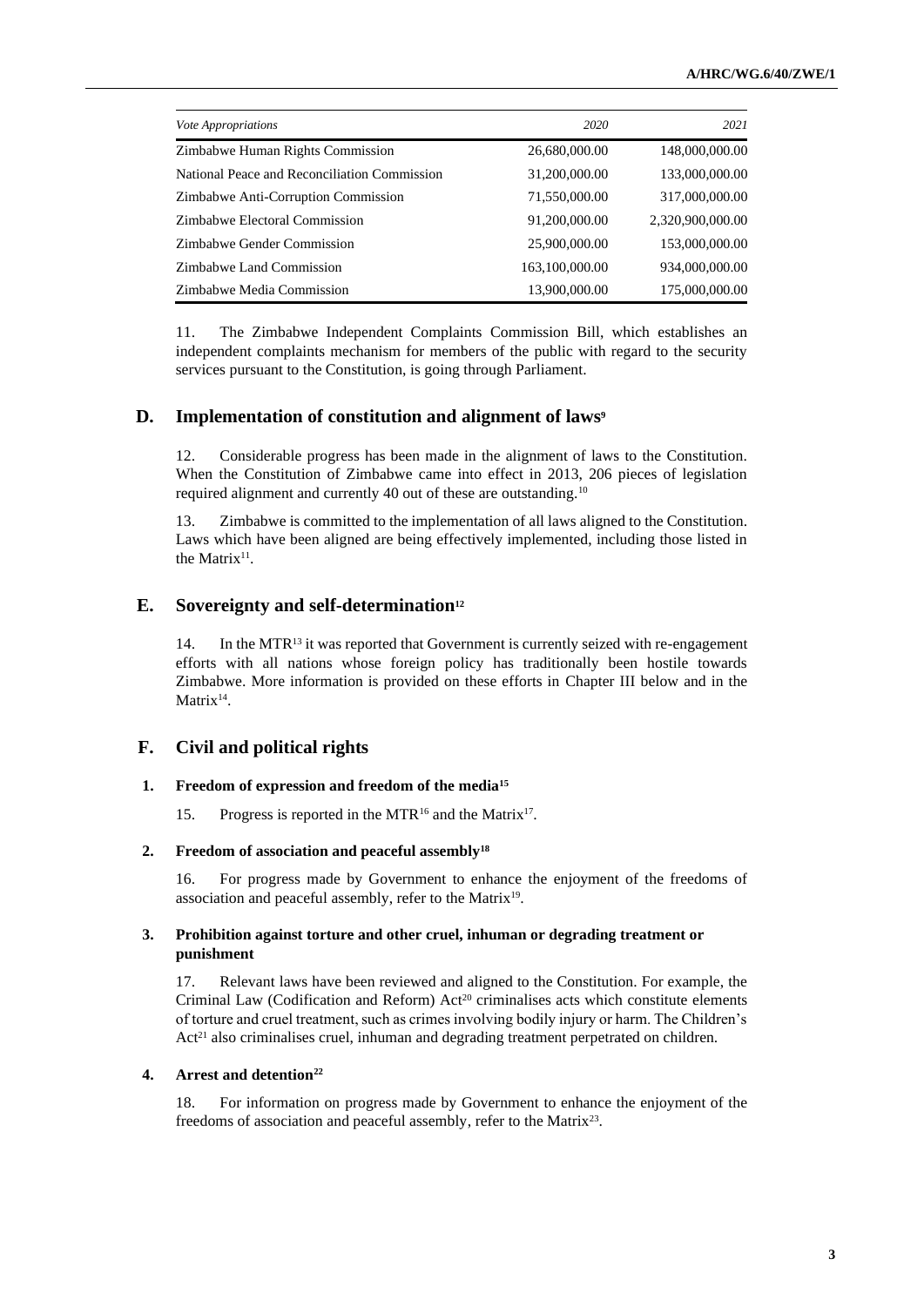| *Vote Appropriations* | *2020* | *2021* |
| --- | --- | --- |
| Zimbabwe Human Rights Commission | 26,680,000.00 | 148,000,000.00 |
| National Peace and Reconciliation Commission | 31,200,000.00 | 133,000,000.00 |
| Zimbabwe Anti-Corruption Commission | 71,550,000.00 | 317,000,000.00 |
| Zimbabwe Electoral Commission | 91,200,000.00 | 2,320,900,000.00 |
| Zimbabwe Gender Commission | 25,900,000.00 | 153,000,000.00 |
| Zimbabwe Land Commission | 163,100,000.00 | 934,000,000.00 |
| Zimbabwe Media Commission | 13,900,000.00 | 175,000,000.00 |

11. The Zimbabwe Independent Complaints Commission Bill, which establishes an independent complaints mechanism for members of the public with regard to the security services pursuant to the Constitution, is going through Parliament.

## D. Implementation of constitution and alignment of laws[9]

12. Considerable progress has been made in the alignment of laws to the Constitution. When the Constitution of Zimbabwe came into effect in 2013, 206 pieces of legislation required alignment and currently 40 out of these are outstanding.[10]

13. Zimbabwe is committed to the implementation of all laws aligned to the Constitution. Laws which have been aligned are being effectively implemented, including those listed in the Matrix[11].

## E. Sovereignty and self-determination[12]

14. In the MTR[13] it was reported that Government is currently seized with re-engagement efforts with all nations whose foreign policy has traditionally been hostile towards Zimbabwe. More information is provided on these efforts in Chapter III below and in the Matrix[14].

## F. Civil and political rights

### 1. Freedom of expression and freedom of the media[15]

15. Progress is reported in the MTR[16] and the Matrix[17].

### 2. Freedom of association and peaceful assembly[18]

16. For progress made by Government to enhance the enjoyment of the freedoms of association and peaceful assembly, refer to the Matrix[19].

### 3. Prohibition against torture and other cruel, inhuman or degrading treatment or punishment

17. Relevant laws have been reviewed and aligned to the Constitution. For example, the Criminal Law (Codification and Reform) Act[20] criminalises acts which constitute elements of torture and cruel treatment, such as crimes involving bodily injury or harm. The Children's Act[21] also criminalises cruel, inhuman and degrading treatment perpetrated on children.

### 4. Arrest and detention[22]

18. For information on progress made by Government to enhance the enjoyment of the freedoms of association and peaceful assembly, refer to the Matrix[23].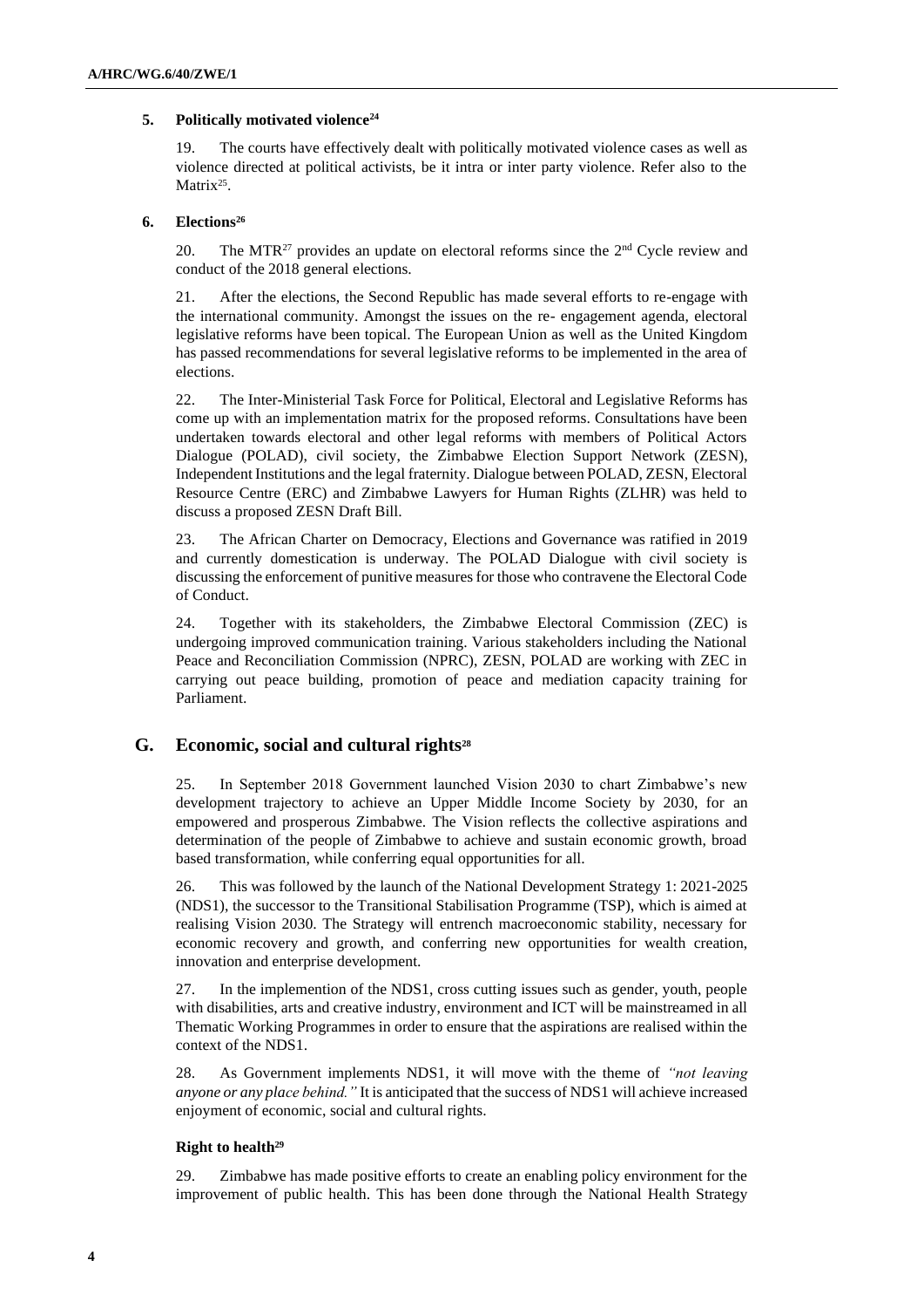### 5. Politically motivated violence[24]

19. The courts have effectively dealt with politically motivated violence cases as well as violence directed at political activists, be it intra or inter party violence. Refer also to the Matrix[25].

### 6. Elections[26]

20. The MTR[27] provides an update on electoral reforms since the 2nd Cycle review and conduct of the 2018 general elections.

21. After the elections, the Second Republic has made several efforts to re-engage with the international community. Amongst the issues on the re- engagement agenda, electoral legislative reforms have been topical. The European Union as well as the United Kingdom has passed recommendations for several legislative reforms to be implemented in the area of elections.

22. The Inter-Ministerial Task Force for Political, Electoral and Legislative Reforms has come up with an implementation matrix for the proposed reforms. Consultations have been undertaken towards electoral and other legal reforms with members of Political Actors Dialogue (POLAD), civil society, the Zimbabwe Election Support Network (ZESN), Independent Institutions and the legal fraternity. Dialogue between POLAD, ZESN, Electoral Resource Centre (ERC) and Zimbabwe Lawyers for Human Rights (ZLHR) was held to discuss a proposed ZESN Draft Bill.

23. The African Charter on Democracy, Elections and Governance was ratified in 2019 and currently domestication is underway. The POLAD Dialogue with civil society is discussing the enforcement of punitive measures for those who contravene the Electoral Code of Conduct.

24. Together with its stakeholders, the Zimbabwe Electoral Commission (ZEC) is undergoing improved communication training. Various stakeholders including the National Peace and Reconciliation Commission (NPRC), ZESN, POLAD are working with ZEC in carrying out peace building, promotion of peace and mediation capacity training for Parliament.

## G. Economic, social and cultural rights[28]

25. In September 2018 Government launched Vision 2030 to chart Zimbabwe's new development trajectory to achieve an Upper Middle Income Society by 2030, for an empowered and prosperous Zimbabwe. The Vision reflects the collective aspirations and determination of the people of Zimbabwe to achieve and sustain economic growth, broad based transformation, while conferring equal opportunities for all.

26. This was followed by the launch of the National Development Strategy 1: 2021-2025 (NDS1), the successor to the Transitional Stabilisation Programme (TSP), which is aimed at realising Vision 2030. The Strategy will entrench macroeconomic stability, necessary for economic recovery and growth, and conferring new opportunities for wealth creation, innovation and enterprise development.

27. In the implemention of the NDS1, cross cutting issues such as gender, youth, people with disabilities, arts and creative industry, environment and ICT will be mainstreamed in all Thematic Working Programmes in order to ensure that the aspirations are realised within the context of the NDS1.

28. As Government implements NDS1, it will move with the theme of *"not leaving anyone or any place behind."* It is anticipated that the success of NDS1 will achieve increased enjoyment of economic, social and cultural rights.

#### Right to health[29]

29. Zimbabwe has made positive efforts to create an enabling policy environment for the improvement of public health. This has been done through the National Health Strategy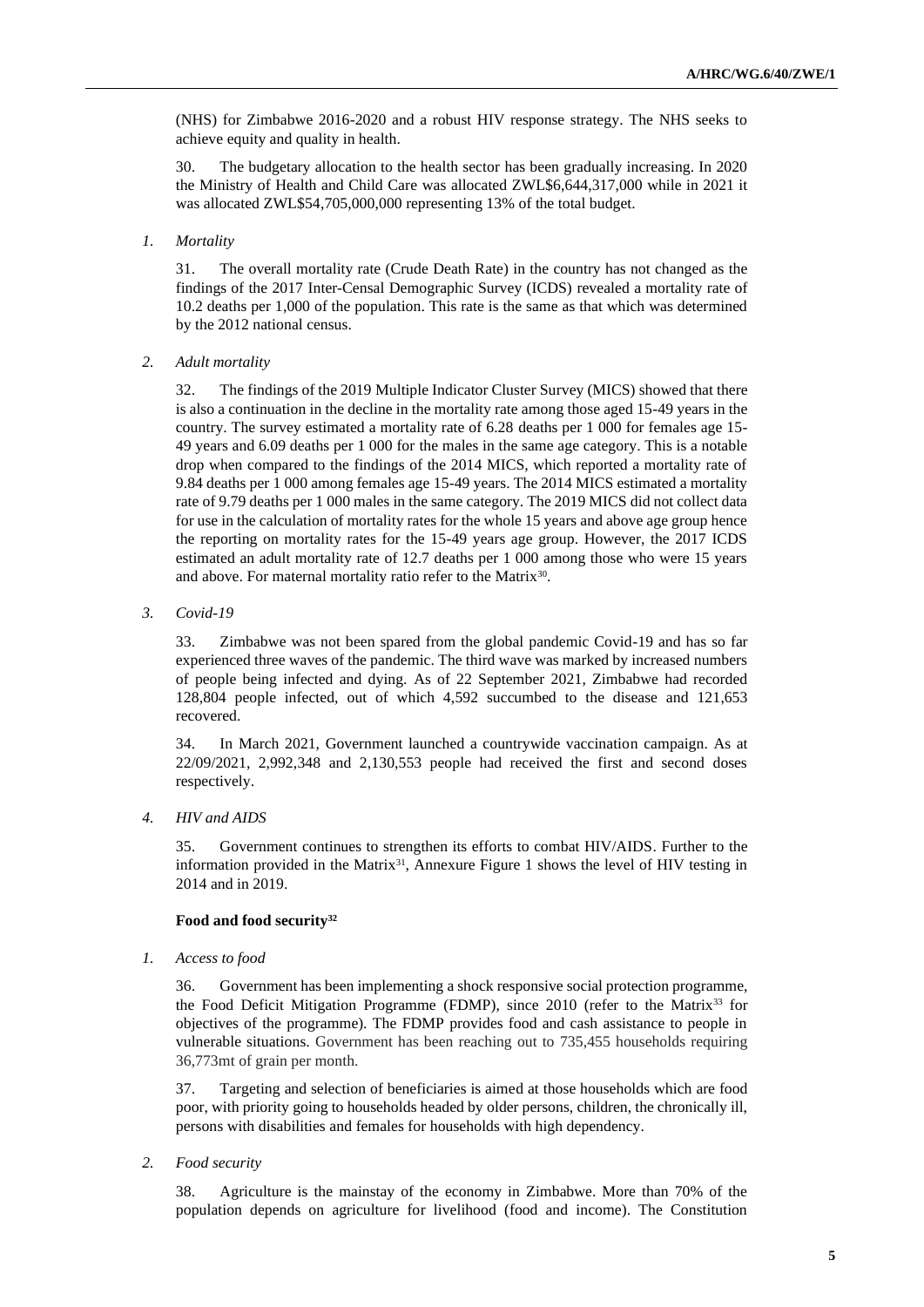(NHS) for Zimbabwe 2016-2020 and a robust HIV response strategy. The NHS seeks to achieve equity and quality in health.

30. The budgetary allocation to the health sector has been gradually increasing. In 2020 the Ministry of Health and Child Care was allocated ZWL$6,644,317,000 while in 2021 it was allocated ZWL$54,705,000,000 representing 13% of the total budget.

*1. Mortality*

31. The overall mortality rate (Crude Death Rate) in the country has not changed as the findings of the 2017 Inter-Censal Demographic Survey (ICDS) revealed a mortality rate of 10.2 deaths per 1,000 of the population. This rate is the same as that which was determined by the 2012 national census.

*2. Adult mortality*

32. The findings of the 2019 Multiple Indicator Cluster Survey (MICS) showed that there is also a continuation in the decline in the mortality rate among those aged 15-49 years in the country. The survey estimated a mortality rate of 6.28 deaths per 1 000 for females age 15-49 years and 6.09 deaths per 1 000 for the males in the same age category. This is a notable drop when compared to the findings of the 2014 MICS, which reported a mortality rate of 9.84 deaths per 1 000 among females age 15-49 years. The 2014 MICS estimated a mortality rate of 9.79 deaths per 1 000 males in the same category. The 2019 MICS did not collect data for use in the calculation of mortality rates for the whole 15 years and above age group hence the reporting on mortality rates for the 15-49 years age group. However, the 2017 ICDS estimated an adult mortality rate of 12.7 deaths per 1 000 among those who were 15 years and above. For maternal mortality ratio refer to the Matrix[30].

*3. Covid-19*

33. Zimbabwe was not been spared from the global pandemic Covid-19 and has so far experienced three waves of the pandemic. The third wave was marked by increased numbers of people being infected and dying. As of 22 September 2021, Zimbabwe had recorded 128,804 people infected, out of which 4,592 succumbed to the disease and 121,653 recovered.

34. In March 2021, Government launched a countrywide vaccination campaign. As at 22/09/2021, 2,992,348 and 2,130,553 people had received the first and second doses respectively.

*4. HIV and AIDS*

35. Government continues to strengthen its efforts to combat HIV/AIDS. Further to the information provided in the Matrix[31], Annexure Figure 1 shows the level of HIV testing in 2014 and in 2019.

**Food and food security[32]**

*1. Access to food*

36. Government has been implementing a shock responsive social protection programme, the Food Deficit Mitigation Programme (FDMP), since 2010 (refer to the Matrix[33] for objectives of the programme). The FDMP provides food and cash assistance to people in vulnerable situations. Government has been reaching out to 735,455 households requiring 36,773mt of grain per month.

37. Targeting and selection of beneficiaries is aimed at those households which are food poor, with priority going to households headed by older persons, children, the chronically ill, persons with disabilities and females for households with high dependency.

*2. Food security*

38. Agriculture is the mainstay of the economy in Zimbabwe. More than 70% of the population depends on agriculture for livelihood (food and income). The Constitution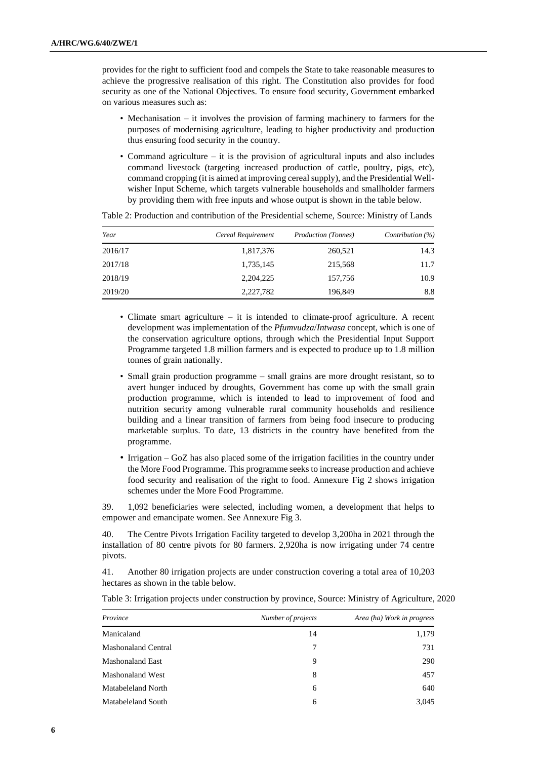provides for the right to sufficient food and compels the State to take reasonable measures to achieve the progressive realisation of this right. The Constitution also provides for food security as one of the National Objectives. To ensure food security, Government embarked on various measures such as:

- Mechanisation – it involves the provision of farming machinery to farmers for the purposes of modernising agriculture, leading to higher productivity and production thus ensuring food security in the country.
- Command agriculture – it is the provision of agricultural inputs and also includes command livestock (targeting increased production of cattle, poultry, pigs, etc), command cropping (it is aimed at improving cereal supply), and the Presidential Well-wisher Input Scheme, which targets vulnerable households and smallholder farmers by providing them with free inputs and whose output is shown in the table below.

Table 2: Production and contribution of the Presidential scheme, Source: Ministry of Lands

| *Year* | *Cereal Requirement* | *Production (Tonnes)* | *Contribution (%)* |
|---|---|---|---|
| 2016/17 | 1,817,376 | 260,521 | 14.3 |
| 2017/18 | 1,735,145 | 215,568 | 11.7 |
| 2018/19 | 2,204,225 | 157,756 | 10.9 |
| 2019/20 | 2,227,782 | 196,849 | 8.8 |

- Climate smart agriculture – it is intended to climate-proof agriculture. A recent development was implementation of the *Pfumvudza*/*Intwasa* concept, which is one of the conservation agriculture options, through which the Presidential Input Support Programme targeted 1.8 million farmers and is expected to produce up to 1.8 million tonnes of grain nationally.
- Small grain production programme – small grains are more drought resistant, so to avert hunger induced by droughts, Government has come up with the small grain production programme, which is intended to lead to improvement of food and nutrition security among vulnerable rural community households and resilience building and a linear transition of farmers from being food insecure to producing marketable surplus. To date, 13 districts in the country have benefited from the programme.
- Irrigation – GoZ has also placed some of the irrigation facilities in the country under the More Food Programme. This programme seeks to increase production and achieve food security and realisation of the right to food. Annexure Fig 2 shows irrigation schemes under the More Food Programme.

39. 1,092 beneficiaries were selected, including women, a development that helps to empower and emancipate women. See Annexure Fig 3.

40. The Centre Pivots Irrigation Facility targeted to develop 3,200ha in 2021 through the installation of 80 centre pivots for 80 farmers. 2,920ha is now irrigating under 74 centre pivots.

41. Another 80 irrigation projects are under construction covering a total area of 10,203 hectares as shown in the table below.

Table 3: Irrigation projects under construction by province, Source: Ministry of Agriculture, 2020

| *Province* | *Number of projects* | *Area (ha) Work in progress* |
|---|---|---|
| Manicaland | 14 | 1,179 |
| Mashonaland Central | 7 | 731 |
| Mashonaland East | 9 | 290 |
| Mashonaland West | 8 | 457 |
| Matabeleland North | 6 | 640 |
| Matabeleland South | 6 | 3,045 |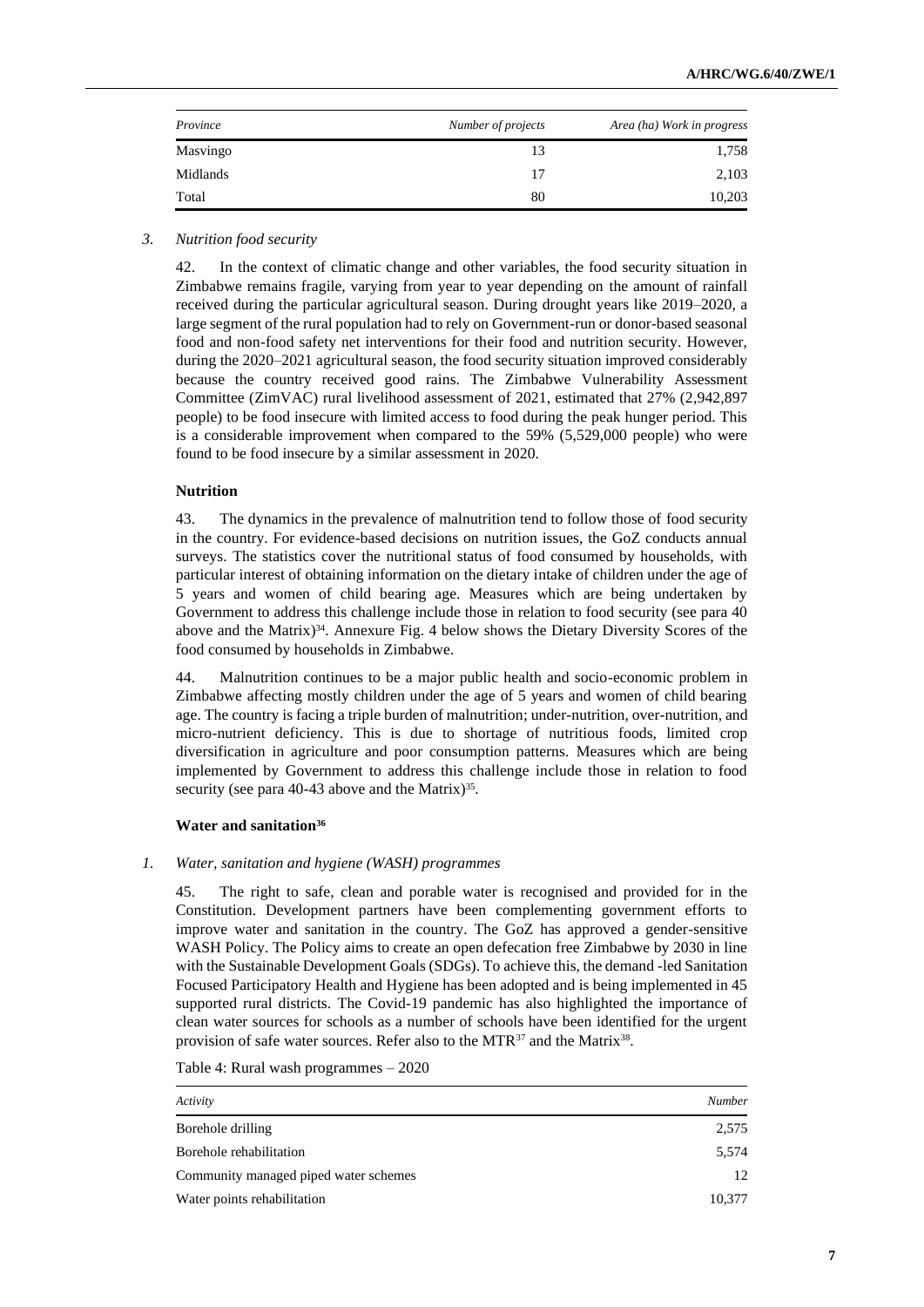| Province | Number of projects | Area (ha) Work in progress |
|---|---|---|
| Masvingo | 13 | 1,758 |
| Midlands | 17 | 2,103 |
| Total | 80 | 10,203 |

*3. Nutrition food security*

42. In the context of climatic change and other variables, the food security situation in Zimbabwe remains fragile, varying from year to year depending on the amount of rainfall received during the particular agricultural season. During drought years like 2019–2020, a large segment of the rural population had to rely on Government-run or donor-based seasonal food and non-food safety net interventions for their food and nutrition security. However, during the 2020–2021 agricultural season, the food security situation improved considerably because the country received good rains. The Zimbabwe Vulnerability Assessment Committee (ZimVAC) rural livelihood assessment of 2021, estimated that 27% (2,942,897 people) to be food insecure with limited access to food during the peak hunger period. This is a considerable improvement when compared to the 59% (5,529,000 people) who were found to be food insecure by a similar assessment in 2020.

**Nutrition**

43. The dynamics in the prevalence of malnutrition tend to follow those of food security in the country. For evidence-based decisions on nutrition issues, the GoZ conducts annual surveys. The statistics cover the nutritional status of food consumed by households, with particular interest of obtaining information on the dietary intake of children under the age of 5 years and women of child bearing age. Measures which are being undertaken by Government to address this challenge include those in relation to food security (see para 40 above and the Matrix)[34]. Annexure Fig. 4 below shows the Dietary Diversity Scores of the food consumed by households in Zimbabwe.

44. Malnutrition continues to be a major public health and socio-economic problem in Zimbabwe affecting mostly children under the age of 5 years and women of child bearing age. The country is facing a triple burden of malnutrition; under-nutrition, over-nutrition, and micro-nutrient deficiency. This is due to shortage of nutritious foods, limited crop diversification in agriculture and poor consumption patterns. Measures which are being implemented by Government to address this challenge include those in relation to food security (see para 40-43 above and the Matrix)[35].

**Water and sanitation[36]**

*1. Water, sanitation and hygiene (WASH) programmes*

45. The right to safe, clean and porable water is recognised and provided for in the Constitution. Development partners have been complementing government efforts to improve water and sanitation in the country. The GoZ has approved a gender-sensitive WASH Policy. The Policy aims to create an open defecation free Zimbabwe by 2030 in line with the Sustainable Development Goals (SDGs). To achieve this, the demand -led Sanitation Focused Participatory Health and Hygiene has been adopted and is being implemented in 45 supported rural districts. The Covid-19 pandemic has also highlighted the importance of clean water sources for schools as a number of schools have been identified for the urgent provision of safe water sources. Refer also to the MTR[37] and the Matrix[38].

Table 4: Rural wash programmes – 2020

| Activity | Number |
|---|---|
| Borehole drilling | 2,575 |
| Borehole rehabilitation | 5,574 |
| Community managed piped water schemes | 12 |
| Water points rehabilitation | 10,377 |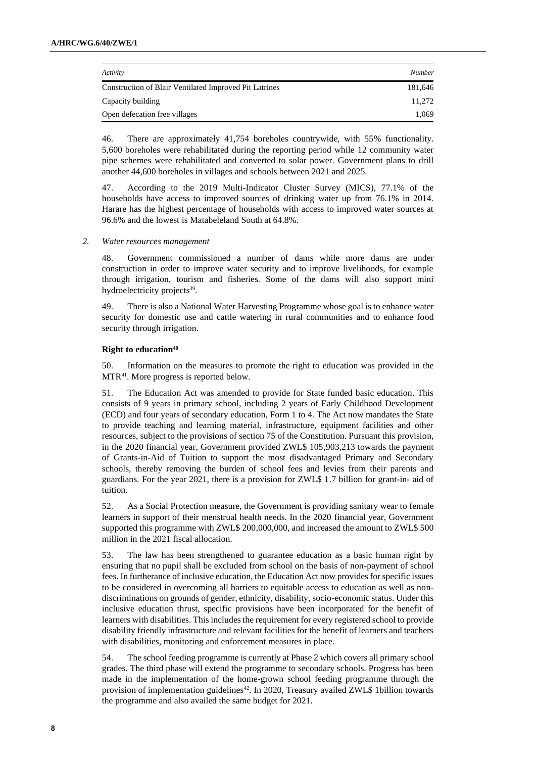| *Activity* | *Number* |
|---|---|
| Construction of Blair Ventilated Improved Pit Latrines | 181,646 |
| Capacity building | 11,272 |
| Open defecation free villages | 1,069 |

46. There are approximately 41,754 boreholes countrywide, with 55% functionality. 5,600 boreholes were rehabilitated during the reporting period while 12 community water pipe schemes were rehabilitated and converted to solar power. Government plans to drill another 44,600 boreholes in villages and schools between 2021 and 2025.

47. According to the 2019 Multi-Indicator Cluster Survey (MICS), 77.1% of the households have access to improved sources of drinking water up from 76.1% in 2014. Harare has the highest percentage of households with access to improved water sources at 96.6% and the lowest is Matabeleland South at 64.8%.

*2. Water resources management*

48. Government commissioned a number of dams while more dams are under construction in order to improve water security and to improve livelihoods, for example through irrigation, tourism and fisheries. Some of the dams will also support mini hydroelectricity projects[39].

49. There is also a National Water Harvesting Programme whose goal is to enhance water security for domestic use and cattle watering in rural communities and to enhance food security through irrigation.

**Right to education[40]**

50. Information on the measures to promote the right to education was provided in the MTR[41]. More progress is reported below.

51. The Education Act was amended to provide for State funded basic education. This consists of 9 years in primary school, including 2 years of Early Childhood Development (ECD) and four years of secondary education, Form 1 to 4. The Act now mandates the State to provide teaching and learning material, infrastructure, equipment facilities and other resources, subject to the provisions of section 75 of the Constitution. Pursuant this provision, in the 2020 financial year, Government provided ZWL$ 105,903,213 towards the payment of Grants-in-Aid of Tuition to support the most disadvantaged Primary and Secondary schools, thereby removing the burden of school fees and levies from their parents and guardians. For the year 2021, there is a provision for ZWL$ 1.7 billion for grant-in- aid of tuition.

52. As a Social Protection measure, the Government is providing sanitary wear to female learners in support of their menstrual health needs. In the 2020 financial year, Government supported this programme with ZWL$ 200,000,000, and increased the amount to ZWL$ 500 million in the 2021 fiscal allocation.

53. The law has been strengthened to guarantee education as a basic human right by ensuring that no pupil shall be excluded from school on the basis of non-payment of school fees. In furtherance of inclusive education, the Education Act now provides for specific issues to be considered in overcoming all barriers to equitable access to education as well as non-discriminations on grounds of gender, ethnicity, disability, socio-economic status. Under this inclusive education thrust, specific provisions have been incorporated for the benefit of learners with disabilities. This includes the requirement for every registered school to provide disability friendly infrastructure and relevant facilities for the benefit of learners and teachers with disabilities, monitoring and enforcement measures in place.

54. The school feeding programme is currently at Phase 2 which covers all primary school grades. The third phase will extend the programme to secondary schools. Progress has been made in the implementation of the home-grown school feeding programme through the provision of implementation guidelines[42]. In 2020, Treasury availed ZWL$ 1billion towards the programme and also availed the same budget for 2021.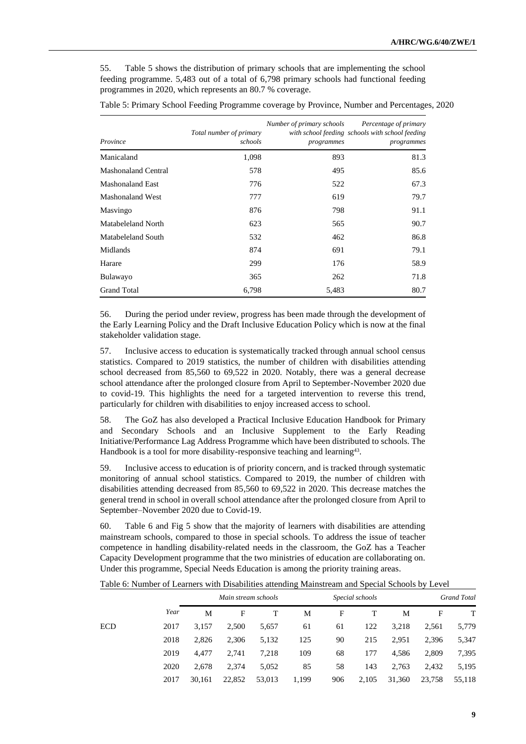55. Table 5 shows the distribution of primary schools that are implementing the school feeding programme. 5,483 out of a total of 6,798 primary schools had functional feeding programmes in 2020, which represents an 80.7 % coverage.

Table 5: Primary School Feeding Programme coverage by Province, Number and Percentages, 2020

| *Province* | *Total number of primary schools* | *Number of primary schools with school feeding programmes* | *Percentage of primary schools with school feeding programmes* |
|---|---|---|---|
| Manicaland | 1,098 | 893 | 81.3 |
| Mashonaland Central | 578 | 495 | 85.6 |
| Mashonaland East | 776 | 522 | 67.3 |
| Mashonaland West | 777 | 619 | 79.7 |
| Masvingo | 876 | 798 | 91.1 |
| Matabeleland North | 623 | 565 | 90.7 |
| Matabeleland South | 532 | 462 | 86.8 |
| Midlands | 874 | 691 | 79.1 |
| Harare | 299 | 176 | 58.9 |
| Bulawayo | 365 | 262 | 71.8 |
| Grand Total | 6,798 | 5,483 | 80.7 |

56. During the period under review, progress has been made through the development of the Early Learning Policy and the Draft Inclusive Education Policy which is now at the final stakeholder validation stage.

57. Inclusive access to education is systematically tracked through annual school census statistics. Compared to 2019 statistics, the number of children with disabilities attending school decreased from 85,560 to 69,522 in 2020. Notably, there was a general decrease school attendance after the prolonged closure from April to September-November 2020 due to covid-19. This highlights the need for a targeted intervention to reverse this trend, particularly for children with disabilities to enjoy increased access to school.

58. The GoZ has also developed a Practical Inclusive Education Handbook for Primary and Secondary Schools and an Inclusive Supplement to the Early Reading Initiative/Performance Lag Address Programme which have been distributed to schools. The Handbook is a tool for more disability-responsive teaching and learning[43].

59. Inclusive access to education is of priority concern, and is tracked through systematic monitoring of annual school statistics. Compared to 2019, the number of children with disabilities attending decreased from 85,560 to 69,522 in 2020. This decrease matches the general trend in school in overall school attendance after the prolonged closure from April to September–November 2020 due to Covid-19.

60. Table 6 and Fig 5 show that the majority of learners with disabilities are attending mainstream schools, compared to those in special schools. To address the issue of teacher competence in handling disability-related needs in the classroom, the GoZ has a Teacher Capacity Development programme that the two ministries of education are collaborating on. Under this programme, Special Needs Education is among the priority training areas.

Table 6: Number of Learners with Disabilities attending Mainstream and Special Schools by Level

| | | *Main stream schools* | | | *Special schools* | | | *Grand Total* | | |
|---|---|---|---|---|---|---|---|---|---|---|
| | *Year* | M | F | T | M | F | T | M | F | T |
| ECD | 2017 | 3,157 | 2,500 | 5,657 | 61 | 61 | 122 | 3,218 | 2,561 | 5,779 |
| | 2018 | 2,826 | 2,306 | 5,132 | 125 | 90 | 215 | 2,951 | 2,396 | 5,347 |
| | 2019 | 4,477 | 2,741 | 7,218 | 109 | 68 | 177 | 4,586 | 2,809 | 7,395 |
| | 2020 | 2,678 | 2,374 | 5,052 | 85 | 58 | 143 | 2,763 | 2,432 | 5,195 |
| | 2017 | 30,161 | 22,852 | 53,013 | 1,199 | 906 | 2,105 | 31,360 | 23,758 | 55,118 |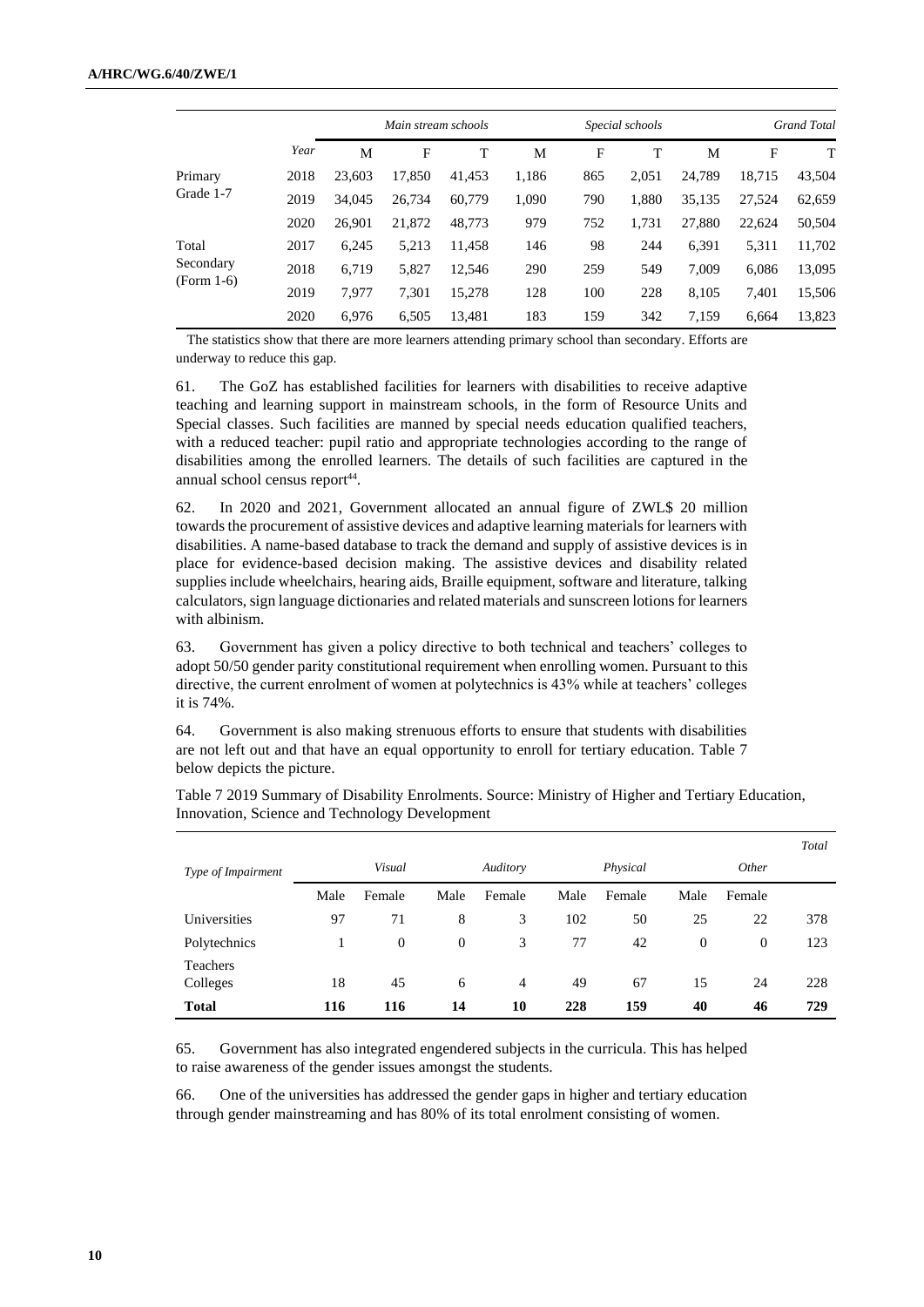| | Year | Main stream schools | | | Special schools | | | Grand Total | | |
|---|---|---|---|---|---|---|---|---|---|---|
| | | M | F | T | M | F | T | M | F | T |
| Primary Grade 1-7 | 2018 | 23,603 | 17,850 | 41,453 | 1,186 | 865 | 2,051 | 24,789 | 18,715 | 43,504 |
| | 2019 | 34,045 | 26,734 | 60,779 | 1,090 | 790 | 1,880 | 35,135 | 27,524 | 62,659 |
| | 2020 | 26,901 | 21,872 | 48,773 | 979 | 752 | 1,731 | 27,880 | 22,624 | 50,504 |
| Total Secondary (Form 1-6) | 2017 | 6,245 | 5,213 | 11,458 | 146 | 98 | 244 | 6,391 | 5,311 | 11,702 |
| | 2018 | 6,719 | 5,827 | 12,546 | 290 | 259 | 549 | 7,009 | 6,086 | 13,095 |
| | 2019 | 7,977 | 7,301 | 15,278 | 128 | 100 | 228 | 8,105 | 7,401 | 15,506 |
| | 2020 | 6,976 | 6,505 | 13,481 | 183 | 159 | 342 | 7,159 | 6,664 | 13,823 |

The statistics show that there are more learners attending primary school than secondary. Efforts are underway to reduce this gap.

61. The GoZ has established facilities for learners with disabilities to receive adaptive teaching and learning support in mainstream schools, in the form of Resource Units and Special classes. Such facilities are manned by special needs education qualified teachers, with a reduced teacher: pupil ratio and appropriate technologies according to the range of disabilities among the enrolled learners. The details of such facilities are captured in the annual school census report[44].

62. In 2020 and 2021, Government allocated an annual figure of ZWL$ 20 million towards the procurement of assistive devices and adaptive learning materials for learners with disabilities. A name-based database to track the demand and supply of assistive devices is in place for evidence-based decision making. The assistive devices and disability related supplies include wheelchairs, hearing aids, Braille equipment, software and literature, talking calculators, sign language dictionaries and related materials and sunscreen lotions for learners with albinism.

63. Government has given a policy directive to both technical and teachers' colleges to adopt 50/50 gender parity constitutional requirement when enrolling women. Pursuant to this directive, the current enrolment of women at polytechnics is 43% while at teachers' colleges it is 74%.

64. Government is also making strenuous efforts to ensure that students with disabilities are not left out and that have an equal opportunity to enroll for tertiary education. Table 7 below depicts the picture.

Table 7 2019 Summary of Disability Enrolments. Source: Ministry of Higher and Tertiary Education, Innovation, Science and Technology Development

| Type of Impairment | Visual | | Auditory | | Physical | | Other | | Total |
|---|---|---|---|---|---|---|---|---|---|
| | Male | Female | Male | Female | Male | Female | Male | Female | |
| Universities | 97 | 71 | 8 | 3 | 102 | 50 | 25 | 22 | 378 |
| Polytechnics | 1 | 0 | 0 | 3 | 77 | 42 | 0 | 0 | 123 |
| Teachers Colleges | 18 | 45 | 6 | 4 | 49 | 67 | 15 | 24 | 228 |
| **Total** | **116** | **116** | **14** | **10** | **228** | **159** | **40** | **46** | **729** |

65. Government has also integrated engendered subjects in the curricula. This has helped to raise awareness of the gender issues amongst the students.

66. One of the universities has addressed the gender gaps in higher and tertiary education through gender mainstreaming and has 80% of its total enrolment consisting of women.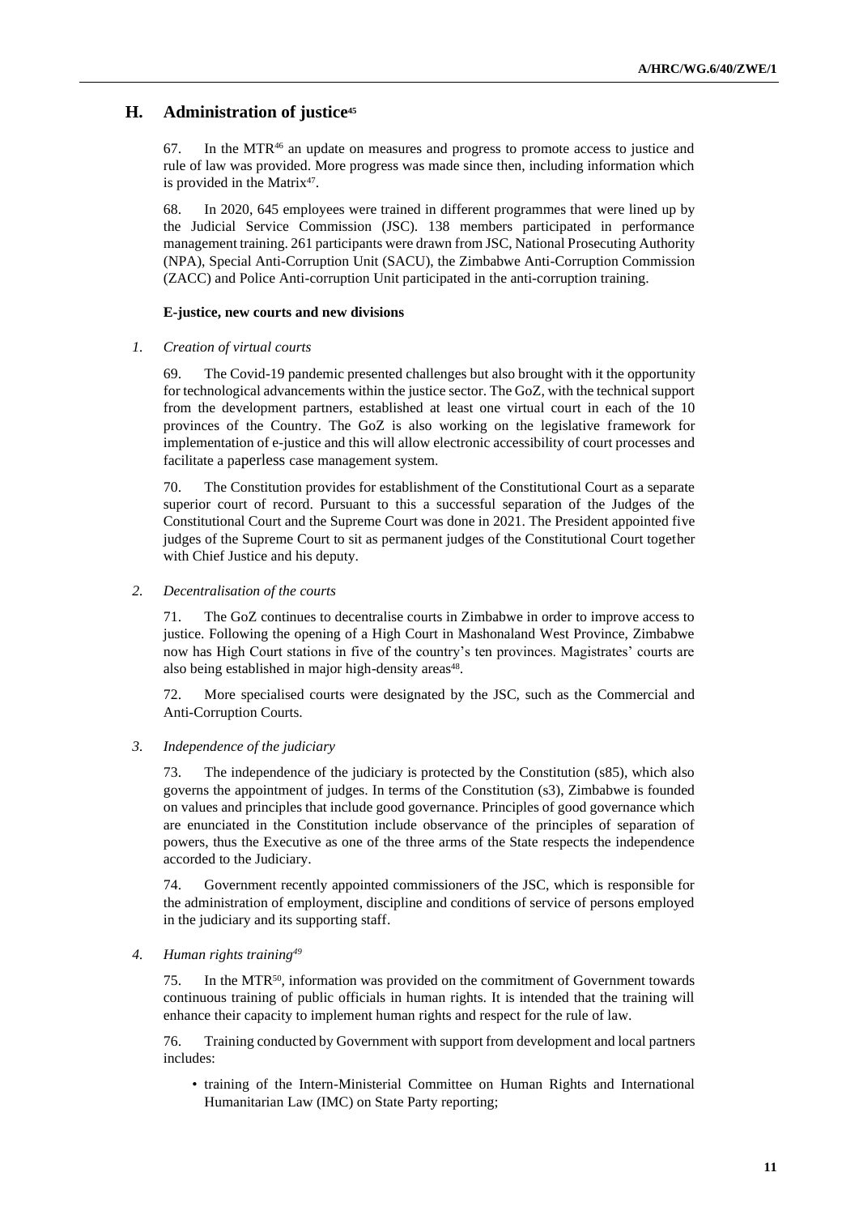## H. Administration of justice[45]

67. In the MTR[46] an update on measures and progress to promote access to justice and rule of law was provided. More progress was made since then, including information which is provided in the Matrix[47].

68. In 2020, 645 employees were trained in different programmes that were lined up by the Judicial Service Commission (JSC). 138 members participated in performance management training. 261 participants were drawn from JSC, National Prosecuting Authority (NPA), Special Anti-Corruption Unit (SACU), the Zimbabwe Anti-Corruption Commission (ZACC) and Police Anti-corruption Unit participated in the anti-corruption training.

**E-justice, new courts and new divisions**

*1. Creation of virtual courts*

69. The Covid-19 pandemic presented challenges but also brought with it the opportunity for technological advancements within the justice sector. The GoZ, with the technical support from the development partners, established at least one virtual court in each of the 10 provinces of the Country. The GoZ is also working on the legislative framework for implementation of e-justice and this will allow electronic accessibility of court processes and facilitate a paperless case management system.

70. The Constitution provides for establishment of the Constitutional Court as a separate superior court of record. Pursuant to this a successful separation of the Judges of the Constitutional Court and the Supreme Court was done in 2021. The President appointed five judges of the Supreme Court to sit as permanent judges of the Constitutional Court together with Chief Justice and his deputy.

*2. Decentralisation of the courts*

71. The GoZ continues to decentralise courts in Zimbabwe in order to improve access to justice. Following the opening of a High Court in Mashonaland West Province, Zimbabwe now has High Court stations in five of the country's ten provinces. Magistrates' courts are also being established in major high-density areas[48].

72. More specialised courts were designated by the JSC, such as the Commercial and Anti-Corruption Courts.

*3. Independence of the judiciary*

73. The independence of the judiciary is protected by the Constitution (s85), which also governs the appointment of judges. In terms of the Constitution (s3), Zimbabwe is founded on values and principles that include good governance. Principles of good governance which are enunciated in the Constitution include observance of the principles of separation of powers, thus the Executive as one of the three arms of the State respects the independence accorded to the Judiciary.

74. Government recently appointed commissioners of the JSC, which is responsible for the administration of employment, discipline and conditions of service of persons employed in the judiciary and its supporting staff.

*4. Human rights training[49]*

75. In the MTR[50], information was provided on the commitment of Government towards continuous training of public officials in human rights. It is intended that the training will enhance their capacity to implement human rights and respect for the rule of law.

76. Training conducted by Government with support from development and local partners includes:

- training of the Intern-Ministerial Committee on Human Rights and International Humanitarian Law (IMC) on State Party reporting;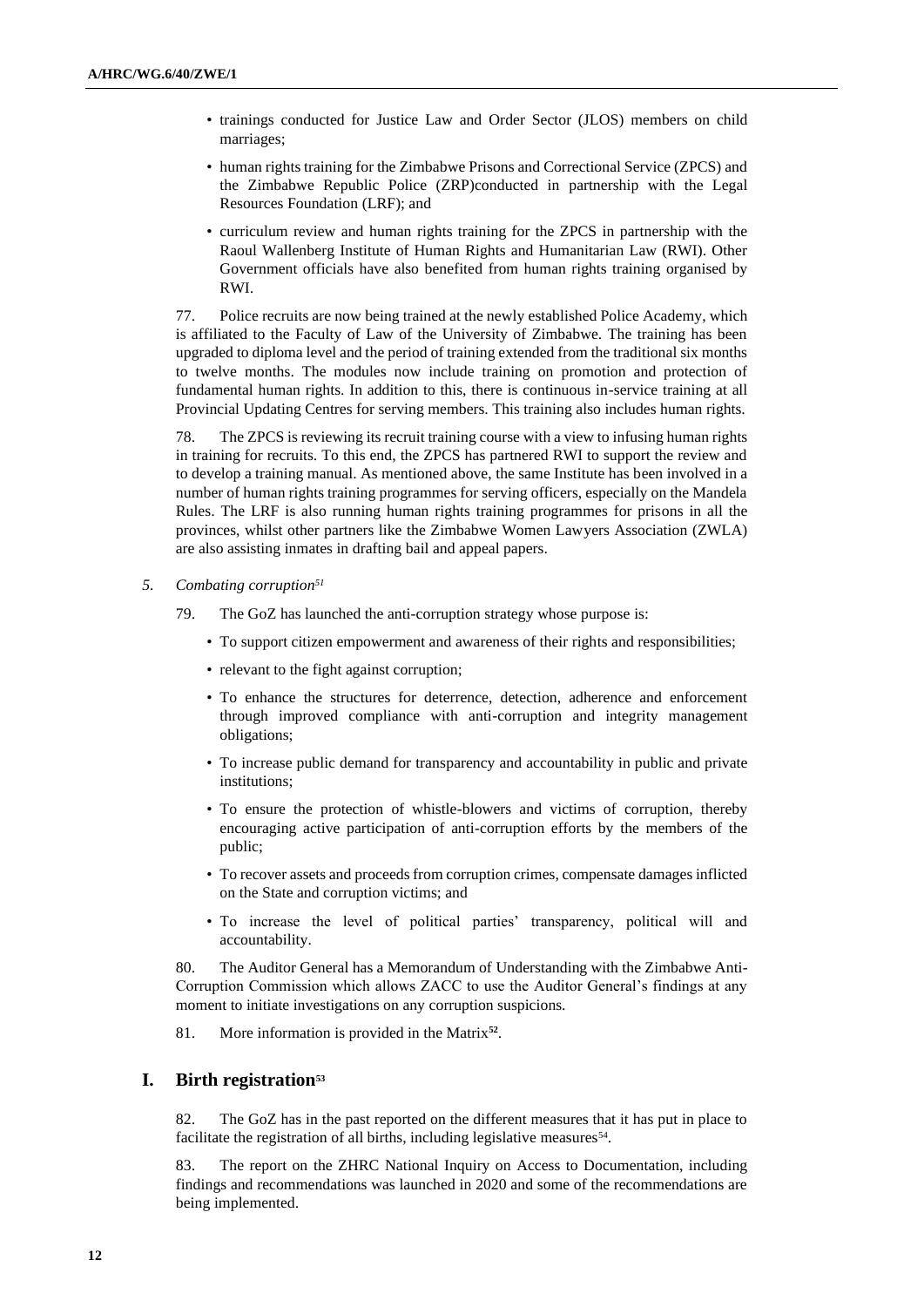- trainings conducted for Justice Law and Order Sector (JLOS) members on child marriages;
- human rights training for the Zimbabwe Prisons and Correctional Service (ZPCS) and the Zimbabwe Republic Police (ZRP)conducted in partnership with the Legal Resources Foundation (LRF); and
- curriculum review and human rights training for the ZPCS in partnership with the Raoul Wallenberg Institute of Human Rights and Humanitarian Law (RWI). Other Government officials have also benefited from human rights training organised by RWI.

77. Police recruits are now being trained at the newly established Police Academy, which is affiliated to the Faculty of Law of the University of Zimbabwe. The training has been upgraded to diploma level and the period of training extended from the traditional six months to twelve months. The modules now include training on promotion and protection of fundamental human rights. In addition to this, there is continuous in-service training at all Provincial Updating Centres for serving members. This training also includes human rights.

78. The ZPCS is reviewing its recruit training course with a view to infusing human rights in training for recruits. To this end, the ZPCS has partnered RWI to support the review and to develop a training manual. As mentioned above, the same Institute has been involved in a number of human rights training programmes for serving officers, especially on the Mandela Rules. The LRF is also running human rights training programmes for prisons in all the provinces, whilst other partners like the Zimbabwe Women Lawyers Association (ZWLA) are also assisting inmates in drafting bail and appeal papers.

### *5. Combating corruption*[51]

79. The GoZ has launched the anti-corruption strategy whose purpose is:

- To support citizen empowerment and awareness of their rights and responsibilities;
- relevant to the fight against corruption;
- To enhance the structures for deterrence, detection, adherence and enforcement through improved compliance with anti-corruption and integrity management obligations;
- To increase public demand for transparency and accountability in public and private institutions;
- To ensure the protection of whistle-blowers and victims of corruption, thereby encouraging active participation of anti-corruption efforts by the members of the public;
- To recover assets and proceeds from corruption crimes, compensate damages inflicted on the State and corruption victims; and
- To increase the level of political parties' transparency, political will and accountability.

80. The Auditor General has a Memorandum of Understanding with the Zimbabwe Anti-Corruption Commission which allows ZACC to use the Auditor General's findings at any moment to initiate investigations on any corruption suspicions.

81. More information is provided in the Matrix[52].

## I. Birth registration[53]

82. The GoZ has in the past reported on the different measures that it has put in place to facilitate the registration of all births, including legislative measures[54].

83. The report on the ZHRC National Inquiry on Access to Documentation, including findings and recommendations was launched in 2020 and some of the recommendations are being implemented.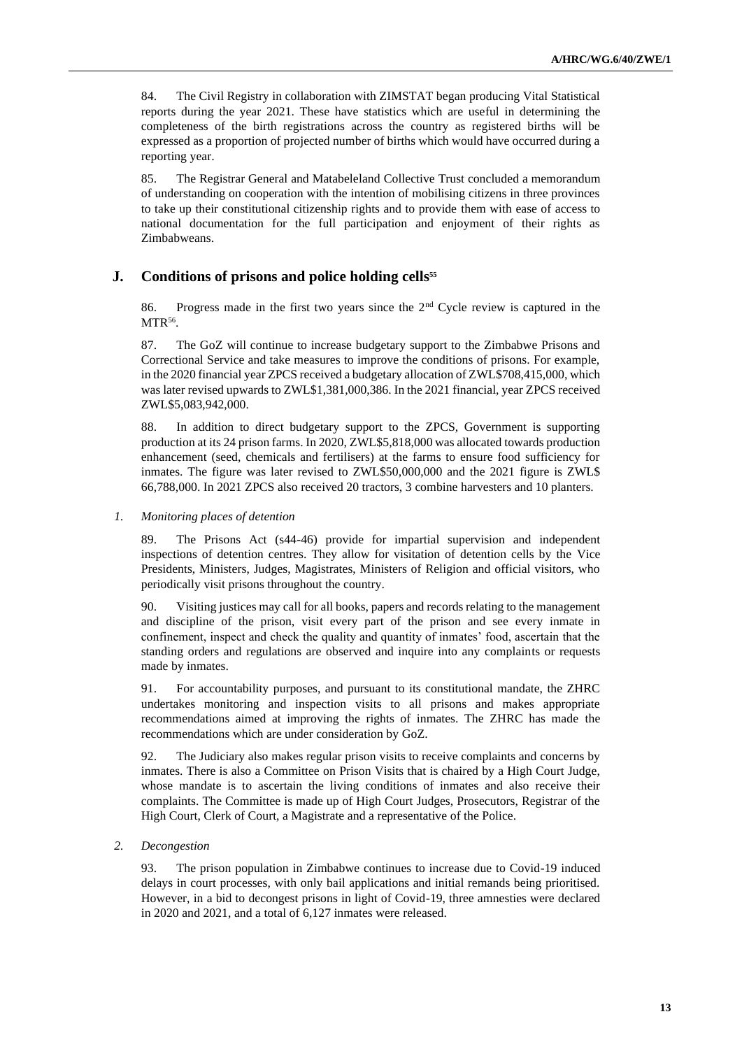84. The Civil Registry in collaboration with ZIMSTAT began producing Vital Statistical reports during the year 2021. These have statistics which are useful in determining the completeness of the birth registrations across the country as registered births will be expressed as a proportion of projected number of births which would have occurred during a reporting year.

85. The Registrar General and Matabeleland Collective Trust concluded a memorandum of understanding on cooperation with the intention of mobilising citizens in three provinces to take up their constitutional citizenship rights and to provide them with ease of access to national documentation for the full participation and enjoyment of their rights as Zimbabweans.

## J. Conditions of prisons and police holding cells[55]

86. Progress made in the first two years since the 2nd Cycle review is captured in the MTR[56].

87. The GoZ will continue to increase budgetary support to the Zimbabwe Prisons and Correctional Service and take measures to improve the conditions of prisons. For example, in the 2020 financial year ZPCS received a budgetary allocation of ZWL$708,415,000, which was later revised upwards to ZWL$1,381,000,386. In the 2021 financial, year ZPCS received ZWL$5,083,942,000.

88. In addition to direct budgetary support to the ZPCS, Government is supporting production at its 24 prison farms. In 2020, ZWL$5,818,000 was allocated towards production enhancement (seed, chemicals and fertilisers) at the farms to ensure food sufficiency for inmates. The figure was later revised to ZWL$50,000,000 and the 2021 figure is ZWL$ 66,788,000. In 2021 ZPCS also received 20 tractors, 3 combine harvesters and 10 planters.

### *1. Monitoring places of detention*

89. The Prisons Act (s44-46) provide for impartial supervision and independent inspections of detention centres. They allow for visitation of detention cells by the Vice Presidents, Ministers, Judges, Magistrates, Ministers of Religion and official visitors, who periodically visit prisons throughout the country.

90. Visiting justices may call for all books, papers and records relating to the management and discipline of the prison, visit every part of the prison and see every inmate in confinement, inspect and check the quality and quantity of inmates' food, ascertain that the standing orders and regulations are observed and inquire into any complaints or requests made by inmates.

91. For accountability purposes, and pursuant to its constitutional mandate, the ZHRC undertakes monitoring and inspection visits to all prisons and makes appropriate recommendations aimed at improving the rights of inmates. The ZHRC has made the recommendations which are under consideration by GoZ.

92. The Judiciary also makes regular prison visits to receive complaints and concerns by inmates. There is also a Committee on Prison Visits that is chaired by a High Court Judge, whose mandate is to ascertain the living conditions of inmates and also receive their complaints. The Committee is made up of High Court Judges, Prosecutors, Registrar of the High Court, Clerk of Court, a Magistrate and a representative of the Police.

### *2. Decongestion*

93. The prison population in Zimbabwe continues to increase due to Covid-19 induced delays in court processes, with only bail applications and initial remands being prioritised. However, in a bid to decongest prisons in light of Covid-19, three amnesties were declared in 2020 and 2021, and a total of 6,127 inmates were released.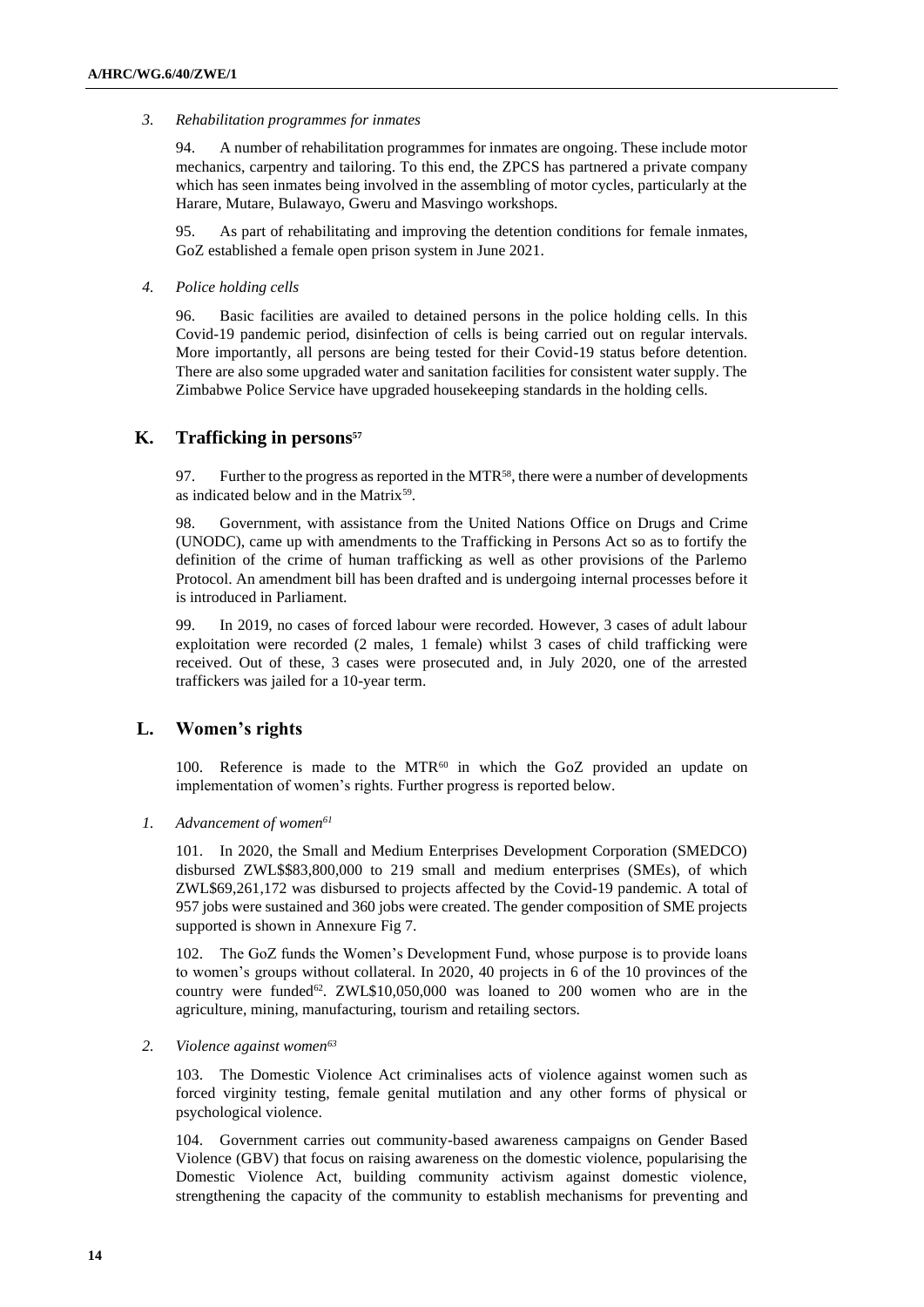*3. Rehabilitation programmes for inmates*

94. A number of rehabilitation programmes for inmates are ongoing. These include motor mechanics, carpentry and tailoring. To this end, the ZPCS has partnered a private company which has seen inmates being involved in the assembling of motor cycles, particularly at the Harare, Mutare, Bulawayo, Gweru and Masvingo workshops.

95. As part of rehabilitating and improving the detention conditions for female inmates, GoZ established a female open prison system in June 2021.

*4. Police holding cells*

96. Basic facilities are availed to detained persons in the police holding cells. In this Covid-19 pandemic period, disinfection of cells is being carried out on regular intervals. More importantly, all persons are being tested for their Covid-19 status before detention. There are also some upgraded water and sanitation facilities for consistent water supply. The Zimbabwe Police Service have upgraded housekeeping standards in the holding cells.

## K. Trafficking in persons[57]

97. Further to the progress as reported in the MTR[58], there were a number of developments as indicated below and in the Matrix[59].

98. Government, with assistance from the United Nations Office on Drugs and Crime (UNODC), came up with amendments to the Trafficking in Persons Act so as to fortify the definition of the crime of human trafficking as well as other provisions of the Parlemo Protocol. An amendment bill has been drafted and is undergoing internal processes before it is introduced in Parliament.

99. In 2019, no cases of forced labour were recorded. However, 3 cases of adult labour exploitation were recorded (2 males, 1 female) whilst 3 cases of child trafficking were received. Out of these, 3 cases were prosecuted and, in July 2020, one of the arrested traffickers was jailed for a 10-year term.

## L. Women's rights

100. Reference is made to the MTR[60] in which the GoZ provided an update on implementation of women's rights. Further progress is reported below.

*1. Advancement of women[61]*

101. In 2020, the Small and Medium Enterprises Development Corporation (SMEDCO) disbursed ZWL$$83,800,000 to 219 small and medium enterprises (SMEs), of which ZWL$69,261,172 was disbursed to projects affected by the Covid-19 pandemic. A total of 957 jobs were sustained and 360 jobs were created. The gender composition of SME projects supported is shown in Annexure Fig 7.

102. The GoZ funds the Women's Development Fund, whose purpose is to provide loans to women's groups without collateral. In 2020, 40 projects in 6 of the 10 provinces of the country were funded[62]. ZWL$10,050,000 was loaned to 200 women who are in the agriculture, mining, manufacturing, tourism and retailing sectors.

*2. Violence against women[63]*

103. The Domestic Violence Act criminalises acts of violence against women such as forced virginity testing, female genital mutilation and any other forms of physical or psychological violence.

104. Government carries out community-based awareness campaigns on Gender Based Violence (GBV) that focus on raising awareness on the domestic violence, popularising the Domestic Violence Act, building community activism against domestic violence, strengthening the capacity of the community to establish mechanisms for preventing and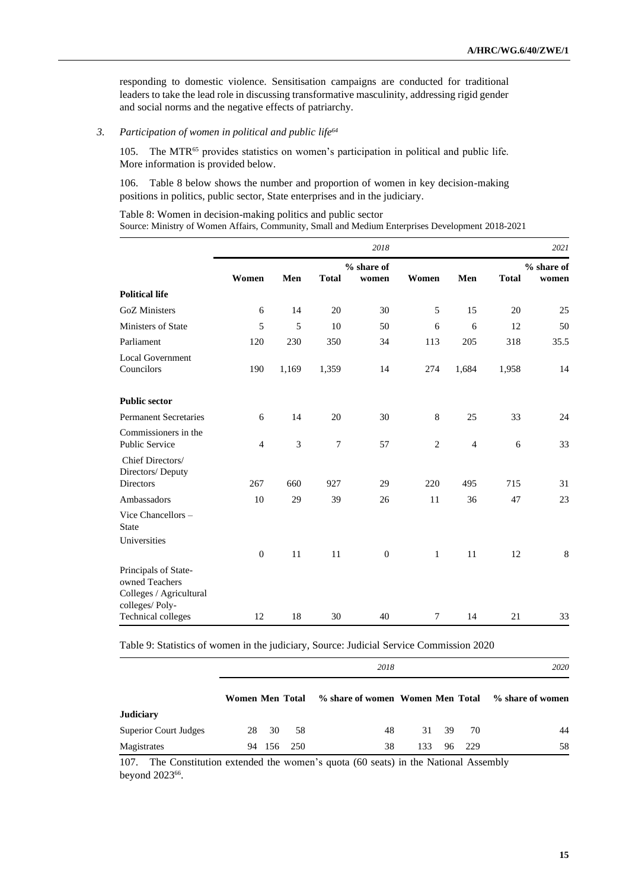responding to domestic violence. Sensitisation campaigns are conducted for traditional leaders to take the lead role in discussing transformative masculinity, addressing rigid gender and social norms and the negative effects of patriarchy.

### *3. Participation of women in political and public life*[64]

105. The MTR[65] provides statistics on women's participation in political and public life. More information is provided below.

106. Table 8 below shows the number and proportion of women in key decision-making positions in politics, public sector, State enterprises and in the judiciary.

Table 8: Women in decision-making politics and public sector
Source: Ministry of Women Affairs, Community, Small and Medium Enterprises Development 2018-2021

| | 2018 | | | | 2021 | | | |
|---|---|---|---|---|---|---|---|---|
| | Women | Men | Total | % share of women | Women | Men | Total | % share of women |
| **Political life** | | | | | | | | |
| GoZ Ministers | 6 | 14 | 20 | 30 | 5 | 15 | 20 | 25 |
| Ministers of State | 5 | 5 | 10 | 50 | 6 | 6 | 12 | 50 |
| Parliament | 120 | 230 | 350 | 34 | 113 | 205 | 318 | 35.5 |
| Local Government Councilors | 190 | 1,169 | 1,359 | 14 | 274 | 1,684 | 1,958 | 14 |
| **Public sector** | | | | | | | | |
| Permanent Secretaries | 6 | 14 | 20 | 30 | 8 | 25 | 33 | 24 |
| Commissioners in the Public Service | 4 | 3 | 7 | 57 | 2 | 4 | 6 | 33 |
| Chief Directors/ Directors/ Deputy Directors | 267 | 660 | 927 | 29 | 220 | 495 | 715 | 31 |
| Ambassadors | 10 | 29 | 39 | 26 | 11 | 36 | 47 | 23 |
| Vice Chancellors – State Universities | 0 | 11 | 11 | 0 | 1 | 11 | 12 | 8 |
| Principals of State-owned Teachers Colleges / Agricultural colleges/ Poly-Technical colleges | 12 | 18 | 30 | 40 | 7 | 14 | 21 | 33 |

Table 9: Statistics of women in the judiciary, Source: Judicial Service Commission 2020

| | 2018 | | | | 2020 | | | |
|---|---|---|---|---|---|---|---|---|
| | Women | Men | Total | % share of women | Women | Men | Total | % share of women |
| **Judiciary** | | | | | | | | |
| Superior Court Judges | 28 | 30 | 58 | 48 | 31 | 39 | 70 | 44 |
| Magistrates | 94 | 156 | 250 | 38 | 133 | 96 | 229 | 58 |

107. The Constitution extended the women's quota (60 seats) in the National Assembly beyond 2023[66].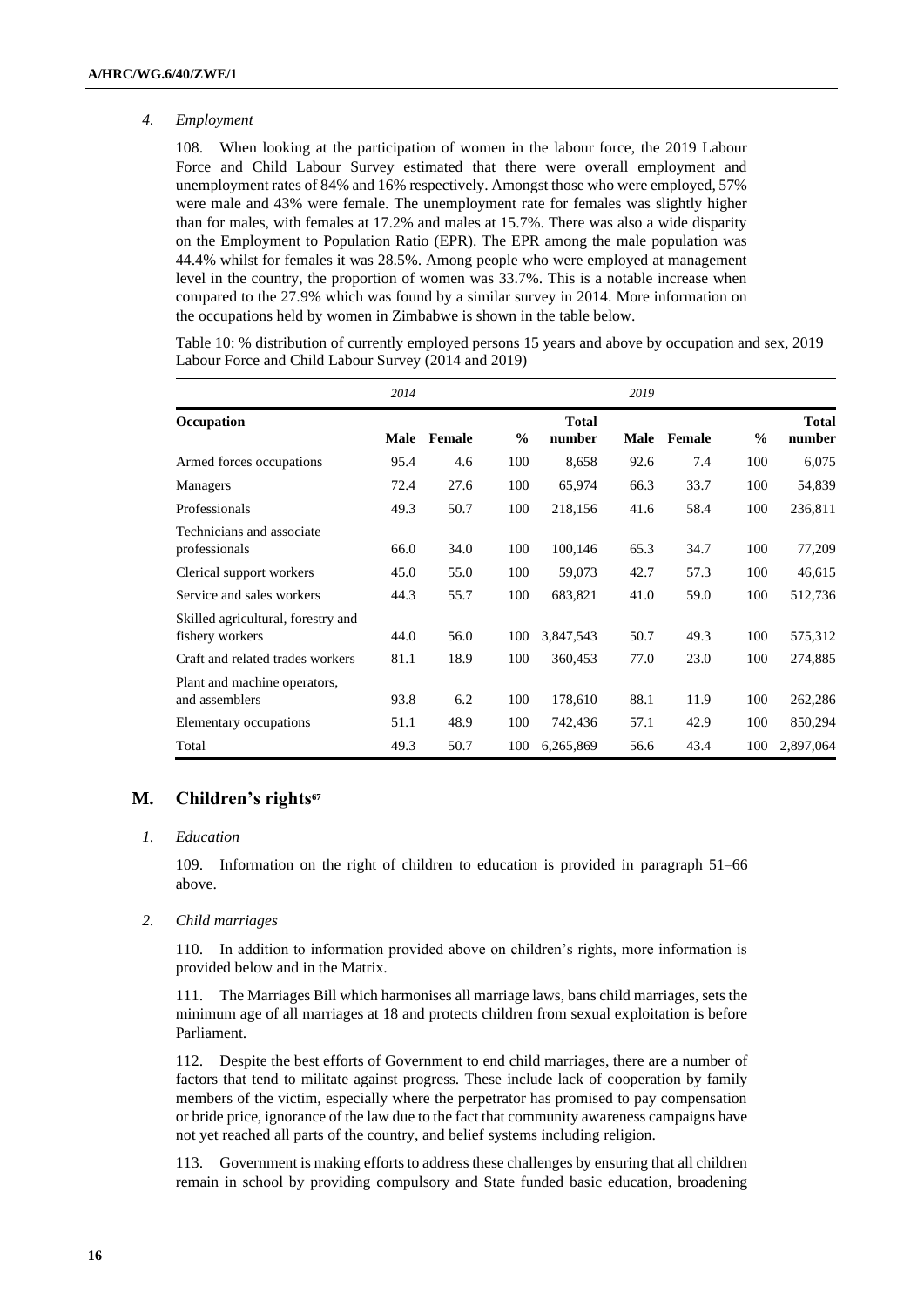*4. Employment*

108. When looking at the participation of women in the labour force, the 2019 Labour Force and Child Labour Survey estimated that there were overall employment and unemployment rates of 84% and 16% respectively. Amongst those who were employed, 57% were male and 43% were female. The unemployment rate for females was slightly higher than for males, with females at 17.2% and males at 15.7%. There was also a wide disparity on the Employment to Population Ratio (EPR). The EPR among the male population was 44.4% whilst for females it was 28.5%. Among people who were employed at management level in the country, the proportion of women was 33.7%. This is a notable increase when compared to the 27.9% which was found by a similar survey in 2014. More information on the occupations held by women in Zimbabwe is shown in the table below.

Table 10: % distribution of currently employed persons 15 years and above by occupation and sex, 2019 Labour Force and Child Labour Survey (2014 and 2019)

| | *2014* | | | | *2019* | | | |
|---|---|---|---|---|---|---|---|---|
| **Occupation** | **Male** | **Female** | **%** | **Total number** | **Male** | **Female** | **%** | **Total number** |
| Armed forces occupations | 95.4 | 4.6 | 100 | 8,658 | 92.6 | 7.4 | 100 | 6,075 |
| Managers | 72.4 | 27.6 | 100 | 65,974 | 66.3 | 33.7 | 100 | 54,839 |
| Professionals | 49.3 | 50.7 | 100 | 218,156 | 41.6 | 58.4 | 100 | 236,811 |
| Technicians and associate professionals | 66.0 | 34.0 | 100 | 100,146 | 65.3 | 34.7 | 100 | 77,209 |
| Clerical support workers | 45.0 | 55.0 | 100 | 59,073 | 42.7 | 57.3 | 100 | 46,615 |
| Service and sales workers | 44.3 | 55.7 | 100 | 683,821 | 41.0 | 59.0 | 100 | 512,736 |
| Skilled agricultural, forestry and fishery workers | 44.0 | 56.0 | 100 | 3,847,543 | 50.7 | 49.3 | 100 | 575,312 |
| Craft and related trades workers | 81.1 | 18.9 | 100 | 360,453 | 77.0 | 23.0 | 100 | 274,885 |
| Plant and machine operators, and assemblers | 93.8 | 6.2 | 100 | 178,610 | 88.1 | 11.9 | 100 | 262,286 |
| Elementary occupations | 51.1 | 48.9 | 100 | 742,436 | 57.1 | 42.9 | 100 | 850,294 |
| Total | 49.3 | 50.7 | 100 | 6,265,869 | 56.6 | 43.4 | 100 | 2,897,064 |

## M. Children's rights[67]

*1. Education*

109. Information on the right of children to education is provided in paragraph 51–66 above.

*2. Child marriages*

110. In addition to information provided above on children's rights, more information is provided below and in the Matrix.

111. The Marriages Bill which harmonises all marriage laws, bans child marriages, sets the minimum age of all marriages at 18 and protects children from sexual exploitation is before Parliament.

112. Despite the best efforts of Government to end child marriages, there are a number of factors that tend to militate against progress. These include lack of cooperation by family members of the victim, especially where the perpetrator has promised to pay compensation or bride price, ignorance of the law due to the fact that community awareness campaigns have not yet reached all parts of the country, and belief systems including religion.

113. Government is making efforts to address these challenges by ensuring that all children remain in school by providing compulsory and State funded basic education, broadening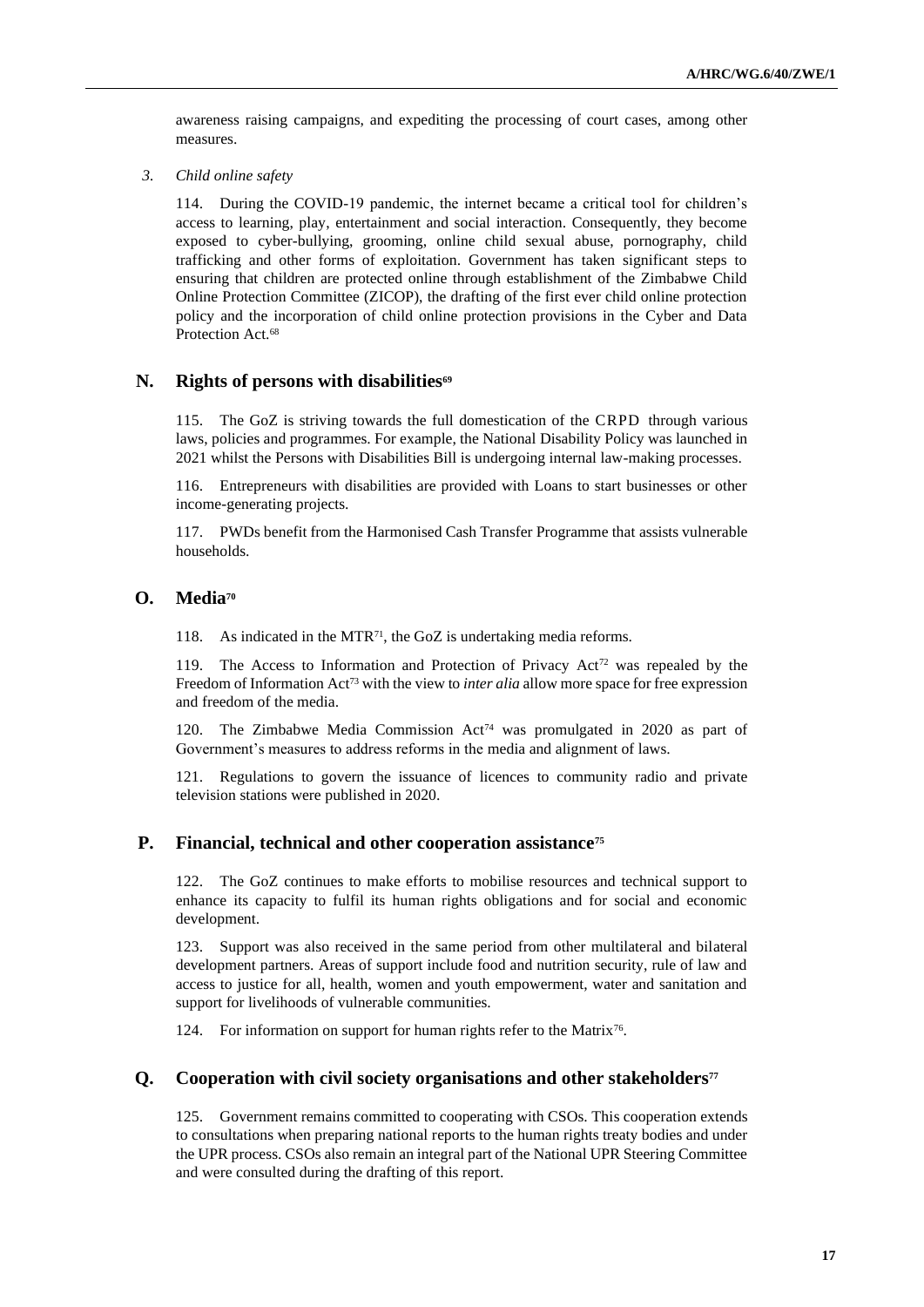awareness raising campaigns, and expediting the processing of court cases, among other measures.

### *3. Child online safety*

114. During the COVID-19 pandemic, the internet became a critical tool for children's access to learning, play, entertainment and social interaction. Consequently, they become exposed to cyber-bullying, grooming, online child sexual abuse, pornography, child trafficking and other forms of exploitation. Government has taken significant steps to ensuring that children are protected online through establishment of the Zimbabwe Child Online Protection Committee (ZICOP), the drafting of the first ever child online protection policy and the incorporation of child online protection provisions in the Cyber and Data Protection Act.[68]

## N. Rights of persons with disabilities[69]

115. The GoZ is striving towards the full domestication of the CRPD through various laws, policies and programmes. For example, the National Disability Policy was launched in 2021 whilst the Persons with Disabilities Bill is undergoing internal law-making processes.

116. Entrepreneurs with disabilities are provided with Loans to start businesses or other income-generating projects.

117. PWDs benefit from the Harmonised Cash Transfer Programme that assists vulnerable households.

## O. Media[70]

118. As indicated in the MTR[71], the GoZ is undertaking media reforms.

119. The Access to Information and Protection of Privacy Act[72] was repealed by the Freedom of Information Act[73] with the view to *inter alia* allow more space for free expression and freedom of the media.

120. The Zimbabwe Media Commission Act[74] was promulgated in 2020 as part of Government's measures to address reforms in the media and alignment of laws.

121. Regulations to govern the issuance of licences to community radio and private television stations were published in 2020.

## P. Financial, technical and other cooperation assistance[75]

122. The GoZ continues to make efforts to mobilise resources and technical support to enhance its capacity to fulfil its human rights obligations and for social and economic development.

123. Support was also received in the same period from other multilateral and bilateral development partners. Areas of support include food and nutrition security, rule of law and access to justice for all, health, women and youth empowerment, water and sanitation and support for livelihoods of vulnerable communities.

124. For information on support for human rights refer to the Matrix[76].

## Q. Cooperation with civil society organisations and other stakeholders[77]

125. Government remains committed to cooperating with CSOs. This cooperation extends to consultations when preparing national reports to the human rights treaty bodies and under the UPR process. CSOs also remain an integral part of the National UPR Steering Committee and were consulted during the drafting of this report.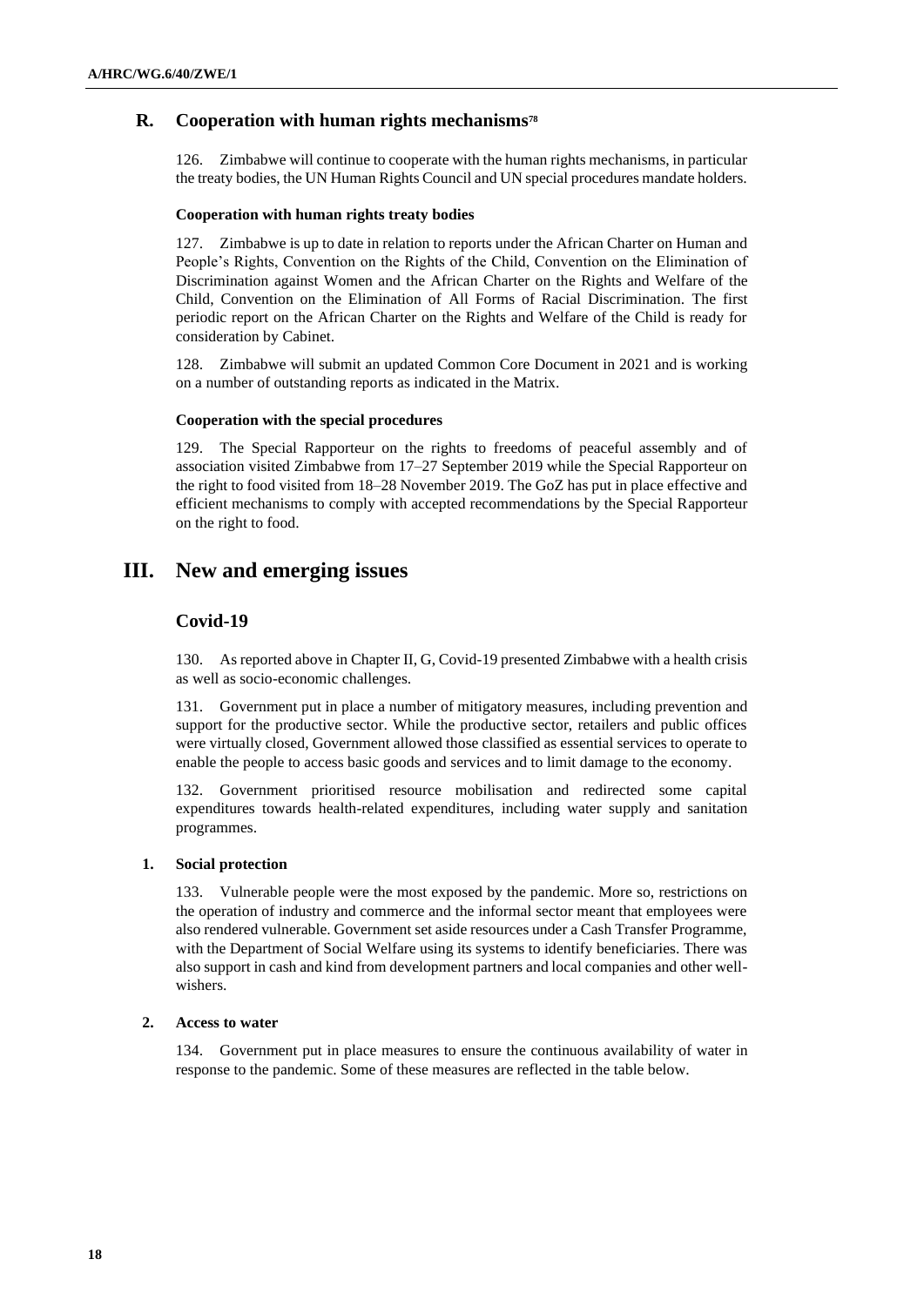## R. Cooperation with human rights mechanisms[78]

126. Zimbabwe will continue to cooperate with the human rights mechanisms, in particular the treaty bodies, the UN Human Rights Council and UN special procedures mandate holders.

#### Cooperation with human rights treaty bodies

127. Zimbabwe is up to date in relation to reports under the African Charter on Human and People's Rights, Convention on the Rights of the Child, Convention on the Elimination of Discrimination against Women and the African Charter on the Rights and Welfare of the Child, Convention on the Elimination of All Forms of Racial Discrimination. The first periodic report on the African Charter on the Rights and Welfare of the Child is ready for consideration by Cabinet.

128. Zimbabwe will submit an updated Common Core Document in 2021 and is working on a number of outstanding reports as indicated in the Matrix.

#### Cooperation with the special procedures

129. The Special Rapporteur on the rights to freedoms of peaceful assembly and of association visited Zimbabwe from 17–27 September 2019 while the Special Rapporteur on the right to food visited from 18–28 November 2019. The GoZ has put in place effective and efficient mechanisms to comply with accepted recommendations by the Special Rapporteur on the right to food.

# III. New and emerging issues

## Covid-19

130. As reported above in Chapter II, G, Covid-19 presented Zimbabwe with a health crisis as well as socio-economic challenges.

131. Government put in place a number of mitigatory measures, including prevention and support for the productive sector. While the productive sector, retailers and public offices were virtually closed, Government allowed those classified as essential services to operate to enable the people to access basic goods and services and to limit damage to the economy.

132. Government prioritised resource mobilisation and redirected some capital expenditures towards health-related expenditures, including water supply and sanitation programmes.

### 1. Social protection

133. Vulnerable people were the most exposed by the pandemic. More so, restrictions on the operation of industry and commerce and the informal sector meant that employees were also rendered vulnerable. Government set aside resources under a Cash Transfer Programme, with the Department of Social Welfare using its systems to identify beneficiaries. There was also support in cash and kind from development partners and local companies and other well-wishers.

### 2. Access to water

134. Government put in place measures to ensure the continuous availability of water in response to the pandemic. Some of these measures are reflected in the table below.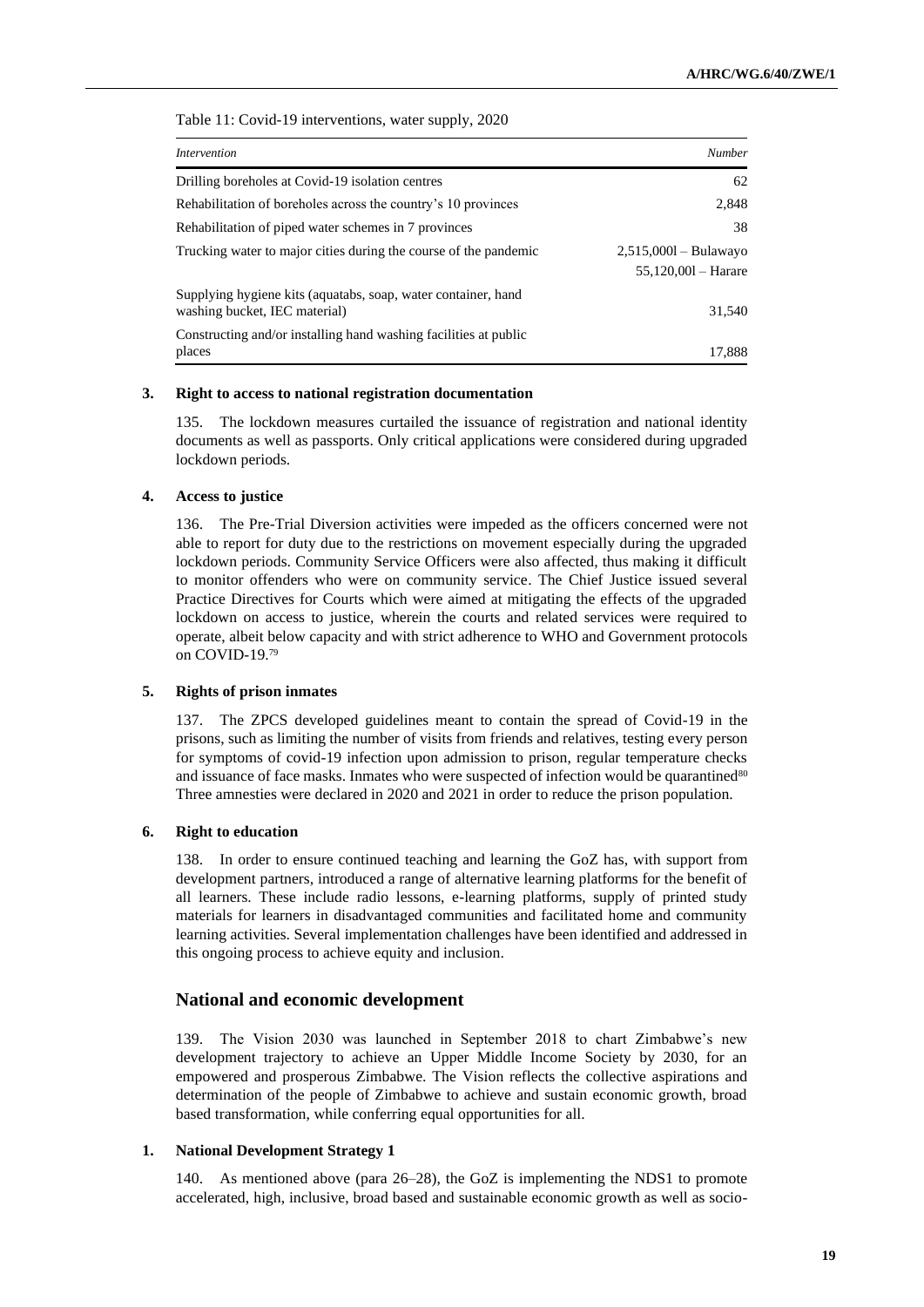Table 11: Covid-19 interventions, water supply, 2020

| *Intervention* | *Number* |
|---|---|
| Drilling boreholes at Covid-19 isolation centres | 62 |
| Rehabilitation of boreholes across the country's 10 provinces | 2,848 |
| Rehabilitation of piped water schemes in 7 provinces | 38 |
| Trucking water to major cities during the course of the pandemic | 2,515,000l – Bulawayo<br>55,120,00l – Harare |
| Supplying hygiene kits (aquatabs, soap, water container, hand washing bucket, IEC material) | 31,540 |
| Constructing and/or installing hand washing facilities at public places | 17,888 |

### 3. Right to access to national registration documentation

135. The lockdown measures curtailed the issuance of registration and national identity documents as well as passports. Only critical applications were considered during upgraded lockdown periods.

### 4. Access to justice

136. The Pre-Trial Diversion activities were impeded as the officers concerned were not able to report for duty due to the restrictions on movement especially during the upgraded lockdown periods. Community Service Officers were also affected, thus making it difficult to monitor offenders who were on community service. The Chief Justice issued several Practice Directives for Courts which were aimed at mitigating the effects of the upgraded lockdown on access to justice, wherein the courts and related services were required to operate, albeit below capacity and with strict adherence to WHO and Government protocols on COVID-19.[79]

### 5. Rights of prison inmates

137. The ZPCS developed guidelines meant to contain the spread of Covid-19 in the prisons, such as limiting the number of visits from friends and relatives, testing every person for symptoms of covid-19 infection upon admission to prison, regular temperature checks and issuance of face masks. Inmates who were suspected of infection would be quarantined[80] Three amnesties were declared in 2020 and 2021 in order to reduce the prison population.

### 6. Right to education

138. In order to ensure continued teaching and learning the GoZ has, with support from development partners, introduced a range of alternative learning platforms for the benefit of all learners. These include radio lessons, e-learning platforms, supply of printed study materials for learners in disadvantaged communities and facilitated home and community learning activities. Several implementation challenges have been identified and addressed in this ongoing process to achieve equity and inclusion.

## National and economic development

139. The Vision 2030 was launched in September 2018 to chart Zimbabwe's new development trajectory to achieve an Upper Middle Income Society by 2030, for an empowered and prosperous Zimbabwe. The Vision reflects the collective aspirations and determination of the people of Zimbabwe to achieve and sustain economic growth, broad based transformation, while conferring equal opportunities for all.

### 1. National Development Strategy 1

140. As mentioned above (para 26–28), the GoZ is implementing the NDS1 to promote accelerated, high, inclusive, broad based and sustainable economic growth as well as socio-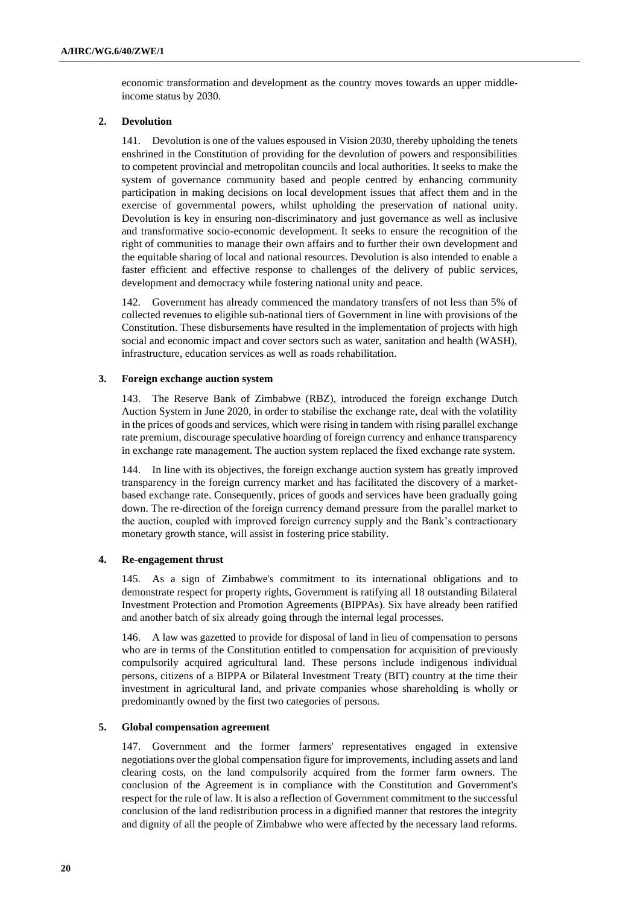economic transformation and development as the country moves towards an upper middle-income status by 2030.

### 2. Devolution

141. Devolution is one of the values espoused in Vision 2030, thereby upholding the tenets enshrined in the Constitution of providing for the devolution of powers and responsibilities to competent provincial and metropolitan councils and local authorities. It seeks to make the system of governance community based and people centred by enhancing community participation in making decisions on local development issues that affect them and in the exercise of governmental powers, whilst upholding the preservation of national unity. Devolution is key in ensuring non-discriminatory and just governance as well as inclusive and transformative socio-economic development. It seeks to ensure the recognition of the right of communities to manage their own affairs and to further their own development and the equitable sharing of local and national resources. Devolution is also intended to enable a faster efficient and effective response to challenges of the delivery of public services, development and democracy while fostering national unity and peace.

142. Government has already commenced the mandatory transfers of not less than 5% of collected revenues to eligible sub-national tiers of Government in line with provisions of the Constitution. These disbursements have resulted in the implementation of projects with high social and economic impact and cover sectors such as water, sanitation and health (WASH), infrastructure, education services as well as roads rehabilitation.

### 3. Foreign exchange auction system

143. The Reserve Bank of Zimbabwe (RBZ), introduced the foreign exchange Dutch Auction System in June 2020, in order to stabilise the exchange rate, deal with the volatility in the prices of goods and services, which were rising in tandem with rising parallel exchange rate premium, discourage speculative hoarding of foreign currency and enhance transparency in exchange rate management. The auction system replaced the fixed exchange rate system.

144. In line with its objectives, the foreign exchange auction system has greatly improved transparency in the foreign currency market and has facilitated the discovery of a market-based exchange rate. Consequently, prices of goods and services have been gradually going down. The re-direction of the foreign currency demand pressure from the parallel market to the auction, coupled with improved foreign currency supply and the Bank's contractionary monetary growth stance, will assist in fostering price stability.

### 4. Re-engagement thrust

145. As a sign of Zimbabwe's commitment to its international obligations and to demonstrate respect for property rights, Government is ratifying all 18 outstanding Bilateral Investment Protection and Promotion Agreements (BIPPAs). Six have already been ratified and another batch of six already going through the internal legal processes.

146. A law was gazetted to provide for disposal of land in lieu of compensation to persons who are in terms of the Constitution entitled to compensation for acquisition of previously compulsorily acquired agricultural land. These persons include indigenous individual persons, citizens of a BIPPA or Bilateral Investment Treaty (BIT) country at the time their investment in agricultural land, and private companies whose shareholding is wholly or predominantly owned by the first two categories of persons.

### 5. Global compensation agreement

147. Government and the former farmers' representatives engaged in extensive negotiations over the global compensation figure for improvements, including assets and land clearing costs, on the land compulsorily acquired from the former farm owners. The conclusion of the Agreement is in compliance with the Constitution and Government's respect for the rule of law. It is also a reflection of Government commitment to the successful conclusion of the land redistribution process in a dignified manner that restores the integrity and dignity of all the people of Zimbabwe who were affected by the necessary land reforms.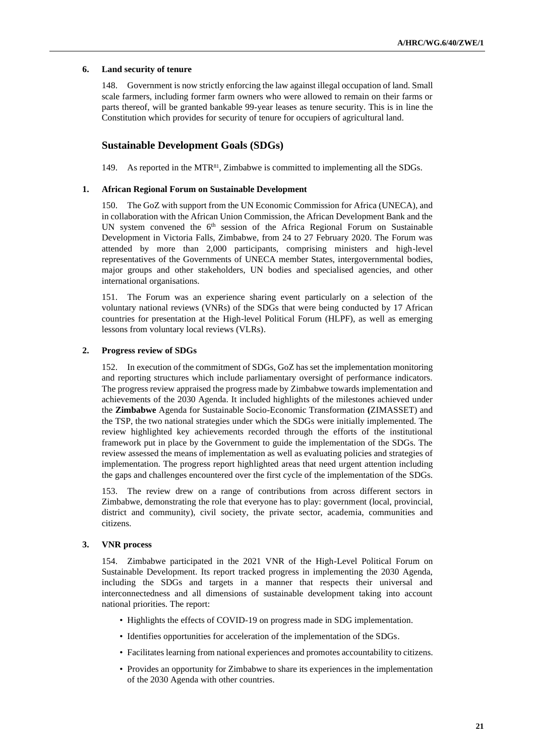### 6. Land security of tenure

148. Government is now strictly enforcing the law against illegal occupation of land. Small scale farmers, including former farm owners who were allowed to remain on their farms or parts thereof, will be granted bankable 99-year leases as tenure security. This is in line the Constitution which provides for security of tenure for occupiers of agricultural land.

## Sustainable Development Goals (SDGs)

149. As reported in the MTR[81], Zimbabwe is committed to implementing all the SDGs.

### 1. African Regional Forum on Sustainable Development

150. The GoZ with support from the UN Economic Commission for Africa (UNECA), and in collaboration with the African Union Commission, the African Development Bank and the UN system convened the 6th session of the Africa Regional Forum on Sustainable Development in Victoria Falls, Zimbabwe, from 24 to 27 February 2020. The Forum was attended by more than 2,000 participants, comprising ministers and high-level representatives of the Governments of UNECA member States, intergovernmental bodies, major groups and other stakeholders, UN bodies and specialised agencies, and other international organisations.

151. The Forum was an experience sharing event particularly on a selection of the voluntary national reviews (VNRs) of the SDGs that were being conducted by 17 African countries for presentation at the High-level Political Forum (HLPF), as well as emerging lessons from voluntary local reviews (VLRs).

### 2. Progress review of SDGs

152. In execution of the commitment of SDGs, GoZ has set the implementation monitoring and reporting structures which include parliamentary oversight of performance indicators. The progress review appraised the progress made by Zimbabwe towards implementation and achievements of the 2030 Agenda. It included highlights of the milestones achieved under the **Zimbabwe** Agenda for Sustainable Socio-Economic Transformation **(**ZIMASSET) and the TSP, the two national strategies under which the SDGs were initially implemented. The review highlighted key achievements recorded through the efforts of the institutional framework put in place by the Government to guide the implementation of the SDGs. The review assessed the means of implementation as well as evaluating policies and strategies of implementation. The progress report highlighted areas that need urgent attention including the gaps and challenges encountered over the first cycle of the implementation of the SDGs.

153. The review drew on a range of contributions from across different sectors in Zimbabwe, demonstrating the role that everyone has to play: government (local, provincial, district and community), civil society, the private sector, academia, communities and citizens.

### 3. VNR process

154. Zimbabwe participated in the 2021 VNR of the High-Level Political Forum on Sustainable Development. Its report tracked progress in implementing the 2030 Agenda, including the SDGs and targets in a manner that respects their universal and interconnectedness and all dimensions of sustainable development taking into account national priorities. The report:

- Highlights the effects of COVID-19 on progress made in SDG implementation.
- Identifies opportunities for acceleration of the implementation of the SDGs.
- Facilitates learning from national experiences and promotes accountability to citizens.
- Provides an opportunity for Zimbabwe to share its experiences in the implementation of the 2030 Agenda with other countries.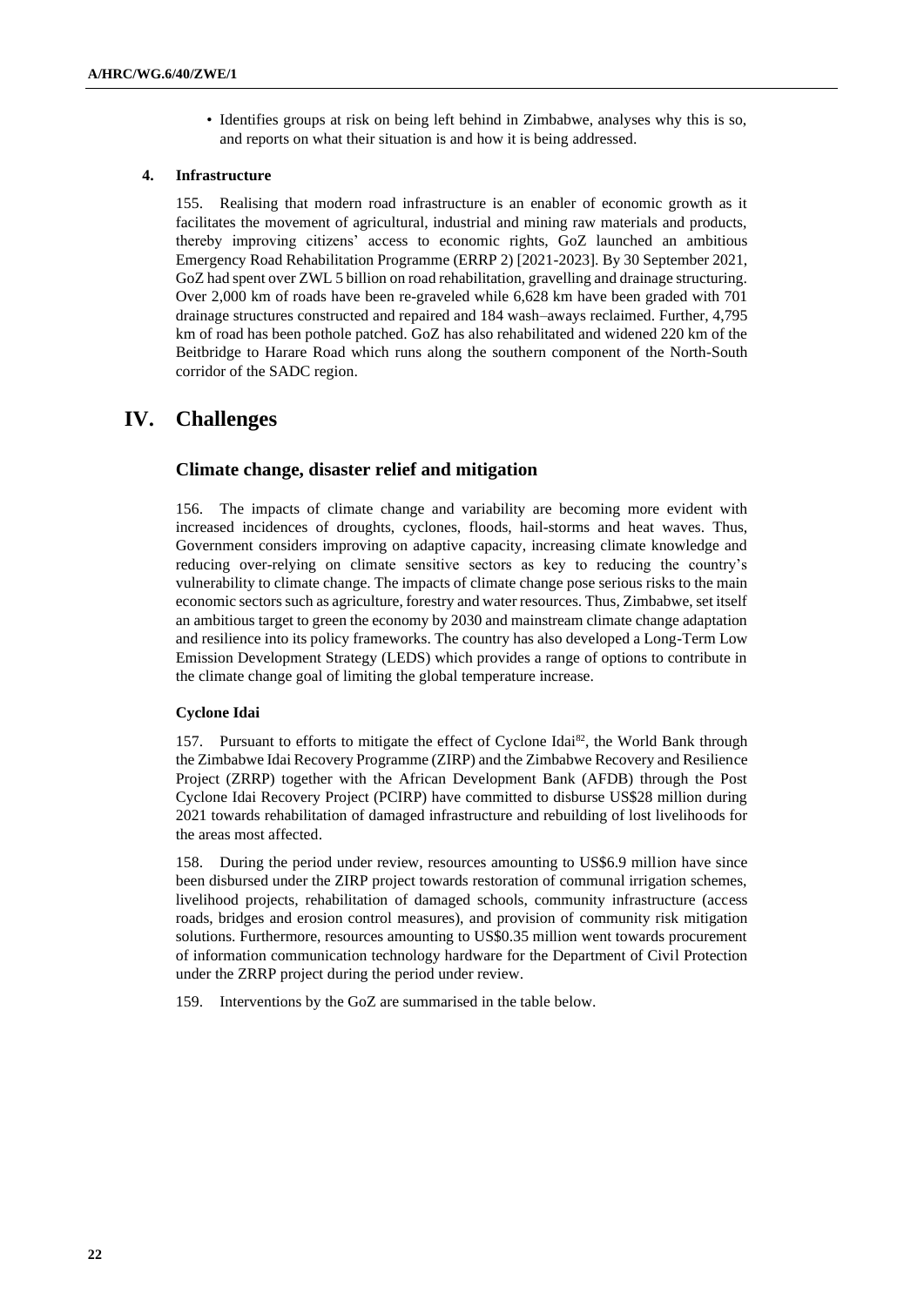- Identifies groups at risk on being left behind in Zimbabwe, analyses why this is so, and reports on what their situation is and how it is being addressed.

### 4. Infrastructure

155. Realising that modern road infrastructure is an enabler of economic growth as it facilitates the movement of agricultural, industrial and mining raw materials and products, thereby improving citizens' access to economic rights, GoZ launched an ambitious Emergency Road Rehabilitation Programme (ERRP 2) [2021-2023]. By 30 September 2021, GoZ had spent over ZWL 5 billion on road rehabilitation, gravelling and drainage structuring. Over 2,000 km of roads have been re-graveled while 6,628 km have been graded with 701 drainage structures constructed and repaired and 184 wash–aways reclaimed. Further, 4,795 km of road has been pothole patched. GoZ has also rehabilitated and widened 220 km of the Beitbridge to Harare Road which runs along the southern component of the North-South corridor of the SADC region.

# IV. Challenges

## Climate change, disaster relief and mitigation

156. The impacts of climate change and variability are becoming more evident with increased incidences of droughts, cyclones, floods, hail-storms and heat waves. Thus, Government considers improving on adaptive capacity, increasing climate knowledge and reducing over-relying on climate sensitive sectors as key to reducing the country's vulnerability to climate change. The impacts of climate change pose serious risks to the main economic sectors such as agriculture, forestry and water resources. Thus, Zimbabwe, set itself an ambitious target to green the economy by 2030 and mainstream climate change adaptation and resilience into its policy frameworks. The country has also developed a Long-Term Low Emission Development Strategy (LEDS) which provides a range of options to contribute in the climate change goal of limiting the global temperature increase.

### Cyclone Idai

157. Pursuant to efforts to mitigate the effect of Cyclone Idai[82], the World Bank through the Zimbabwe Idai Recovery Programme (ZIRP) and the Zimbabwe Recovery and Resilience Project (ZRRP) together with the African Development Bank (AFDB) through the Post Cyclone Idai Recovery Project (PCIRP) have committed to disburse US$28 million during 2021 towards rehabilitation of damaged infrastructure and rebuilding of lost livelihoods for the areas most affected.

158. During the period under review, resources amounting to US$6.9 million have since been disbursed under the ZIRP project towards restoration of communal irrigation schemes, livelihood projects, rehabilitation of damaged schools, community infrastructure (access roads, bridges and erosion control measures), and provision of community risk mitigation solutions. Furthermore, resources amounting to US$0.35 million went towards procurement of information communication technology hardware for the Department of Civil Protection under the ZRRP project during the period under review.

159. Interventions by the GoZ are summarised in the table below.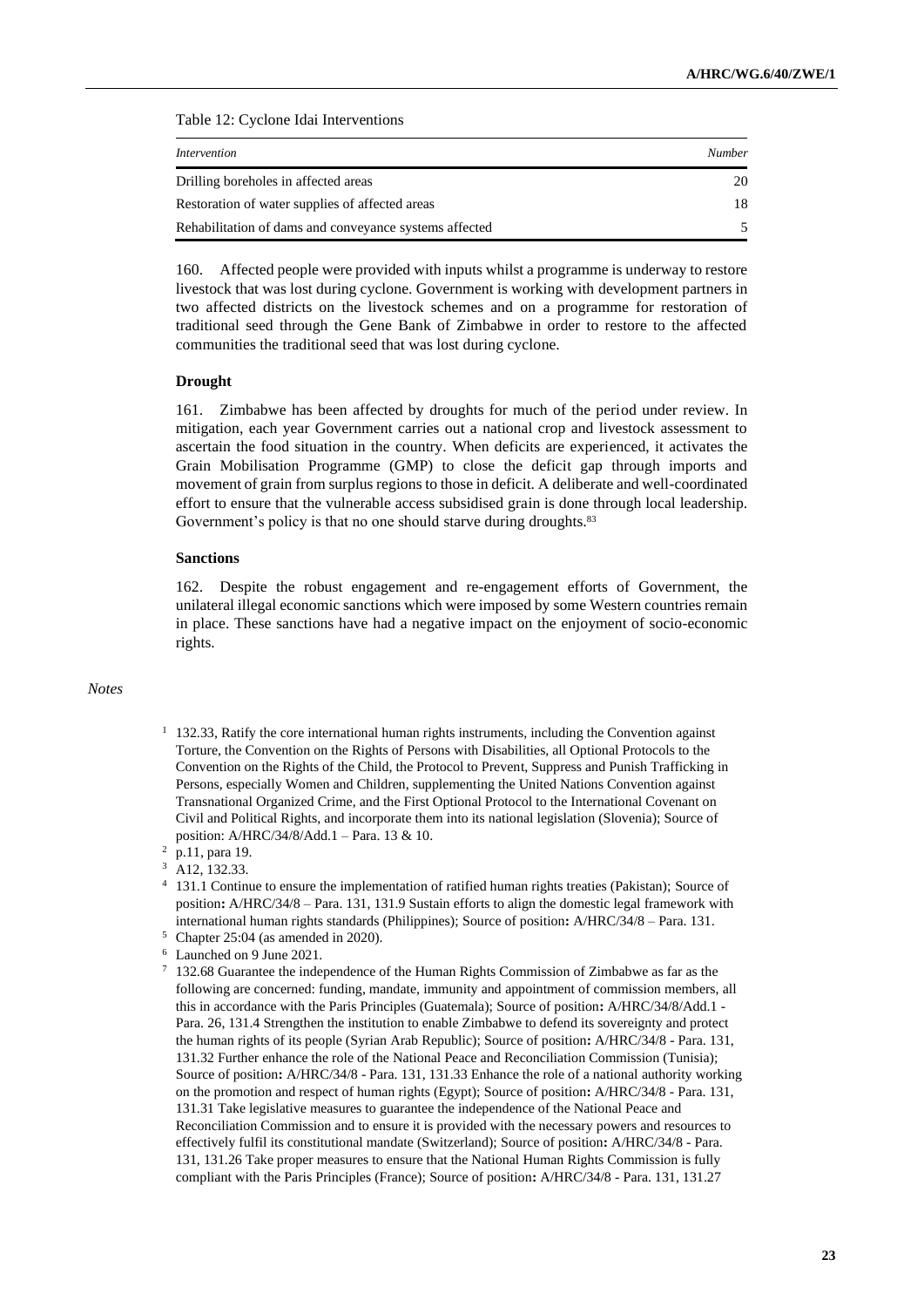Table 12: Cyclone Idai Interventions

| *Intervention* | *Number* |
|---|---|
| Drilling boreholes in affected areas | 20 |
| Restoration of water supplies of affected areas | 18 |
| Rehabilitation of dams and conveyance systems affected | 5 |

160. Affected people were provided with inputs whilst a programme is underway to restore livestock that was lost during cyclone. Government is working with development partners in two affected districts on the livestock schemes and on a programme for restoration of traditional seed through the Gene Bank of Zimbabwe in order to restore to the affected communities the traditional seed that was lost during cyclone.

### Drought

161. Zimbabwe has been affected by droughts for much of the period under review. In mitigation, each year Government carries out a national crop and livestock assessment to ascertain the food situation in the country. When deficits are experienced, it activates the Grain Mobilisation Programme (GMP) to close the deficit gap through imports and movement of grain from surplus regions to those in deficit. A deliberate and well-coordinated effort to ensure that the vulnerable access subsidised grain is done through local leadership. Government's policy is that no one should starve during droughts.[83]

### Sanctions

162. Despite the robust engagement and re-engagement efforts of Government, the unilateral illegal economic sanctions which were imposed by some Western countries remain in place. These sanctions have had a negative impact on the enjoyment of socio-economic rights.

*Notes*

[1] 132.33, Ratify the core international human rights instruments, including the Convention against Torture, the Convention on the Rights of Persons with Disabilities, all Optional Protocols to the Convention on the Rights of the Child, the Protocol to Prevent, Suppress and Punish Trafficking in Persons, especially Women and Children, supplementing the United Nations Convention against Transnational Organized Crime, and the First Optional Protocol to the International Covenant on Civil and Political Rights, and incorporate them into its national legislation (Slovenia); Source of position: A/HRC/34/8/Add.1 – Para. 13 & 10.

[2] p.11, para 19.

[3] A12, 132.33.

[4] 131.1 Continue to ensure the implementation of ratified human rights treaties (Pakistan); Source of position**:** A/HRC/34/8 – Para. 131, 131.9 Sustain efforts to align the domestic legal framework with international human rights standards (Philippines); Source of position**:** A/HRC/34/8 – Para. 131.

[5] Chapter 25:04 (as amended in 2020).

[6] Launched on 9 June 2021.

[7] 132.68 Guarantee the independence of the Human Rights Commission of Zimbabwe as far as the following are concerned: funding, mandate, immunity and appointment of commission members, all this in accordance with the Paris Principles (Guatemala); Source of position**:** A/HRC/34/8/Add.1 - Para. 26, 131.4 Strengthen the institution to enable Zimbabwe to defend its sovereignty and protect the human rights of its people (Syrian Arab Republic); Source of position**:** A/HRC/34/8 - Para. 131, 131.32 Further enhance the role of the National Peace and Reconciliation Commission (Tunisia); Source of position**:** A/HRC/34/8 - Para. 131, 131.33 Enhance the role of a national authority working on the promotion and respect of human rights (Egypt); Source of position**:** A/HRC/34/8 - Para. 131, 131.31 Take legislative measures to guarantee the independence of the National Peace and Reconciliation Commission and to ensure it is provided with the necessary powers and resources to effectively fulfil its constitutional mandate (Switzerland); Source of position**:** A/HRC/34/8 - Para. 131, 131.26 Take proper measures to ensure that the National Human Rights Commission is fully compliant with the Paris Principles (France); Source of position**:** A/HRC/34/8 - Para. 131, 131.27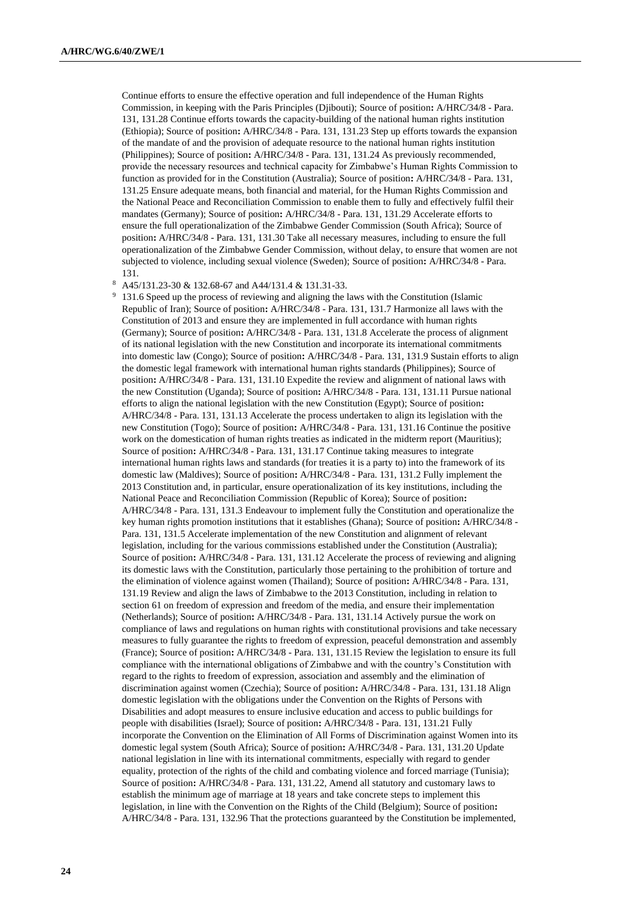Continue efforts to ensure the effective operation and full independence of the Human Rights Commission, in keeping with the Paris Principles (Djibouti); Source of position**:** A/HRC/34/8 - Para. 131, 131.28 Continue efforts towards the capacity-building of the national human rights institution (Ethiopia); Source of position**:** A/HRC/34/8 - Para. 131, 131.23 Step up efforts towards the expansion of the mandate of and the provision of adequate resource to the national human rights institution (Philippines); Source of position**:** A/HRC/34/8 - Para. 131, 131.24 As previously recommended, provide the necessary resources and technical capacity for Zimbabwe's Human Rights Commission to function as provided for in the Constitution (Australia); Source of position**:** A/HRC/34/8 - Para. 131, 131.25 Ensure adequate means, both financial and material, for the Human Rights Commission and the National Peace and Reconciliation Commission to enable them to fully and effectively fulfil their mandates (Germany); Source of position**:** A/HRC/34/8 - Para. 131, 131.29 Accelerate efforts to ensure the full operationalization of the Zimbabwe Gender Commission (South Africa); Source of position**:** A/HRC/34/8 - Para. 131, 131.30 Take all necessary measures, including to ensure the full operationalization of the Zimbabwe Gender Commission, without delay, to ensure that women are not subjected to violence, including sexual violence (Sweden); Source of position**:** A/HRC/34/8 - Para. 131.

[8] A45/131.23-30 & 132.68-67 and A44/131.4 & 131.31-33.

[9] 131.6 Speed up the process of reviewing and aligning the laws with the Constitution (Islamic Republic of Iran); Source of position**:** A/HRC/34/8 - Para. 131, 131.7 Harmonize all laws with the Constitution of 2013 and ensure they are implemented in full accordance with human rights (Germany); Source of position**:** A/HRC/34/8 - Para. 131, 131.8 Accelerate the process of alignment of its national legislation with the new Constitution and incorporate its international commitments into domestic law (Congo); Source of position**:** A/HRC/34/8 - Para. 131, 131.9 Sustain efforts to align the domestic legal framework with international human rights standards (Philippines); Source of position**:** A/HRC/34/8 - Para. 131, 131.10 Expedite the review and alignment of national laws with the new Constitution (Uganda); Source of position**:** A/HRC/34/8 - Para. 131, 131.11 Pursue national efforts to align the national legislation with the new Constitution (Egypt); Source of position**:** A/HRC/34/8 - Para. 131, 131.13 Accelerate the process undertaken to align its legislation with the new Constitution (Togo); Source of position**:** A/HRC/34/8 - Para. 131, 131.16 Continue the positive work on the domestication of human rights treaties as indicated in the midterm report (Mauritius); Source of position**:** A/HRC/34/8 - Para. 131, 131.17 Continue taking measures to integrate international human rights laws and standards (for treaties it is a party to) into the framework of its domestic law (Maldives); Source of position**:** A/HRC/34/8 - Para. 131, 131.2 Fully implement the 2013 Constitution and, in particular, ensure operationalization of its key institutions, including the National Peace and Reconciliation Commission (Republic of Korea); Source of position**:** A/HRC/34/8 - Para. 131, 131.3 Endeavour to implement fully the Constitution and operationalize the key human rights promotion institutions that it establishes (Ghana); Source of position**:** A/HRC/34/8 - Para. 131, 131.5 Accelerate implementation of the new Constitution and alignment of relevant legislation, including for the various commissions established under the Constitution (Australia); Source of position**:** A/HRC/34/8 - Para. 131, 131.12 Accelerate the process of reviewing and aligning its domestic laws with the Constitution, particularly those pertaining to the prohibition of torture and the elimination of violence against women (Thailand); Source of position**:** A/HRC/34/8 - Para. 131, 131.19 Review and align the laws of Zimbabwe to the 2013 Constitution, including in relation to section 61 on freedom of expression and freedom of the media, and ensure their implementation (Netherlands); Source of position**:** A/HRC/34/8 - Para. 131, 131.14 Actively pursue the work on compliance of laws and regulations on human rights with constitutional provisions and take necessary measures to fully guarantee the rights to freedom of expression, peaceful demonstration and assembly (France); Source of position**:** A/HRC/34/8 - Para. 131, 131.15 Review the legislation to ensure its full compliance with the international obligations of Zimbabwe and with the country's Constitution with regard to the rights to freedom of expression, association and assembly and the elimination of discrimination against women (Czechia); Source of position**:** A/HRC/34/8 - Para. 131, 131.18 Align domestic legislation with the obligations under the Convention on the Rights of Persons with Disabilities and adopt measures to ensure inclusive education and access to public buildings for people with disabilities (Israel); Source of position**:** A/HRC/34/8 - Para. 131, 131.21 Fully incorporate the Convention on the Elimination of All Forms of Discrimination against Women into its domestic legal system (South Africa); Source of position**:** A/HRC/34/8 - Para. 131, 131.20 Update national legislation in line with its international commitments, especially with regard to gender equality, protection of the rights of the child and combating violence and forced marriage (Tunisia); Source of position**:** A/HRC/34/8 - Para. 131, 131.22, Amend all statutory and customary laws to establish the minimum age of marriage at 18 years and take concrete steps to implement this legislation, in line with the Convention on the Rights of the Child (Belgium); Source of position**:** A/HRC/34/8 - Para. 131, 132.96 That the protections guaranteed by the Constitution be implemented,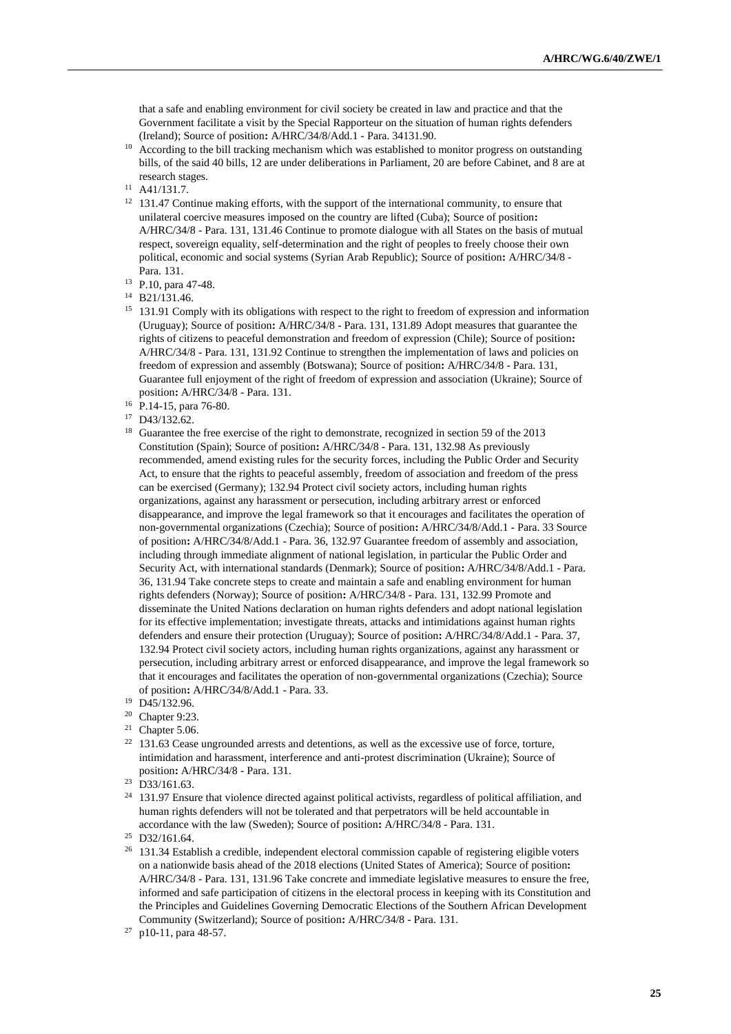that a safe and enabling environment for civil society be created in law and practice and that the Government facilitate a visit by the Special Rapporteur on the situation of human rights defenders (Ireland); Source of position**:** A/HRC/34/8/Add.1 - Para. 34131.90.

[10] According to the bill tracking mechanism which was established to monitor progress on outstanding bills, of the said 40 bills, 12 are under deliberations in Parliament, 20 are before Cabinet, and 8 are at research stages.

[11] A41/131.7.

[12] 131.47 Continue making efforts, with the support of the international community, to ensure that unilateral coercive measures imposed on the country are lifted (Cuba); Source of position**:** A/HRC/34/8 - Para. 131, 131.46 Continue to promote dialogue with all States on the basis of mutual respect, sovereign equality, self-determination and the right of peoples to freely choose their own political, economic and social systems (Syrian Arab Republic); Source of position**:** A/HRC/34/8 - Para. 131.

[13] P.10, para 47-48.

[14] B21/131.46.

[15] 131.91 Comply with its obligations with respect to the right to freedom of expression and information (Uruguay); Source of position**:** A/HRC/34/8 - Para. 131, 131.89 Adopt measures that guarantee the rights of citizens to peaceful demonstration and freedom of expression (Chile); Source of position**:** A/HRC/34/8 - Para. 131, 131.92 Continue to strengthen the implementation of laws and policies on freedom of expression and assembly (Botswana); Source of position**:** A/HRC/34/8 - Para. 131, Guarantee full enjoyment of the right of freedom of expression and association (Ukraine); Source of position**:** A/HRC/34/8 - Para. 131.

[16] P.14-15, para 76-80.

[17] D43/132.62.

[18] Guarantee the free exercise of the right to demonstrate, recognized in section 59 of the 2013 Constitution (Spain); Source of position**:** A/HRC/34/8 - Para. 131, 132.98 As previously recommended, amend existing rules for the security forces, including the Public Order and Security Act, to ensure that the rights to peaceful assembly, freedom of association and freedom of the press can be exercised (Germany); 132.94 Protect civil society actors, including human rights organizations, against any harassment or persecution, including arbitrary arrest or enforced disappearance, and improve the legal framework so that it encourages and facilitates the operation of non-governmental organizations (Czechia); Source of position**:** A/HRC/34/8/Add.1 - Para. 33 Source of position**:** A/HRC/34/8/Add.1 - Para. 36, 132.97 Guarantee freedom of assembly and association, including through immediate alignment of national legislation, in particular the Public Order and Security Act, with international standards (Denmark); Source of position**:** A/HRC/34/8/Add.1 - Para. 36, 131.94 Take concrete steps to create and maintain a safe and enabling environment for human rights defenders (Norway); Source of position**:** A/HRC/34/8 - Para. 131, 132.99 Promote and disseminate the United Nations declaration on human rights defenders and adopt national legislation for its effective implementation; investigate threats, attacks and intimidations against human rights defenders and ensure their protection (Uruguay); Source of position**:** A/HRC/34/8/Add.1 - Para. 37, 132.94 Protect civil society actors, including human rights organizations, against any harassment or persecution, including arbitrary arrest or enforced disappearance, and improve the legal framework so that it encourages and facilitates the operation of non-governmental organizations (Czechia); Source of position**:** A/HRC/34/8/Add.1 - Para. 33.

[19] D45/132.96.

[20] Chapter 9:23.

[21] Chapter 5.06.

[22] 131.63 Cease ungrounded arrests and detentions, as well as the excessive use of force, torture, intimidation and harassment, interference and anti-protest discrimination (Ukraine); Source of position**:** A/HRC/34/8 - Para. 131.

[23] D33/161.63.

[24] 131.97 Ensure that violence directed against political activists, regardless of political affiliation, and human rights defenders will not be tolerated and that perpetrators will be held accountable in accordance with the law (Sweden); Source of position**:** A/HRC/34/8 - Para. 131.

[25] D32/161.64.

[26] 131.34 Establish a credible, independent electoral commission capable of registering eligible voters on a nationwide basis ahead of the 2018 elections (United States of America); Source of position**:** A/HRC/34/8 - Para. 131, 131.96 Take concrete and immediate legislative measures to ensure the free, informed and safe participation of citizens in the electoral process in keeping with its Constitution and the Principles and Guidelines Governing Democratic Elections of the Southern African Development Community (Switzerland); Source of position**:** A/HRC/34/8 - Para. 131.

[27] p10-11, para 48-57.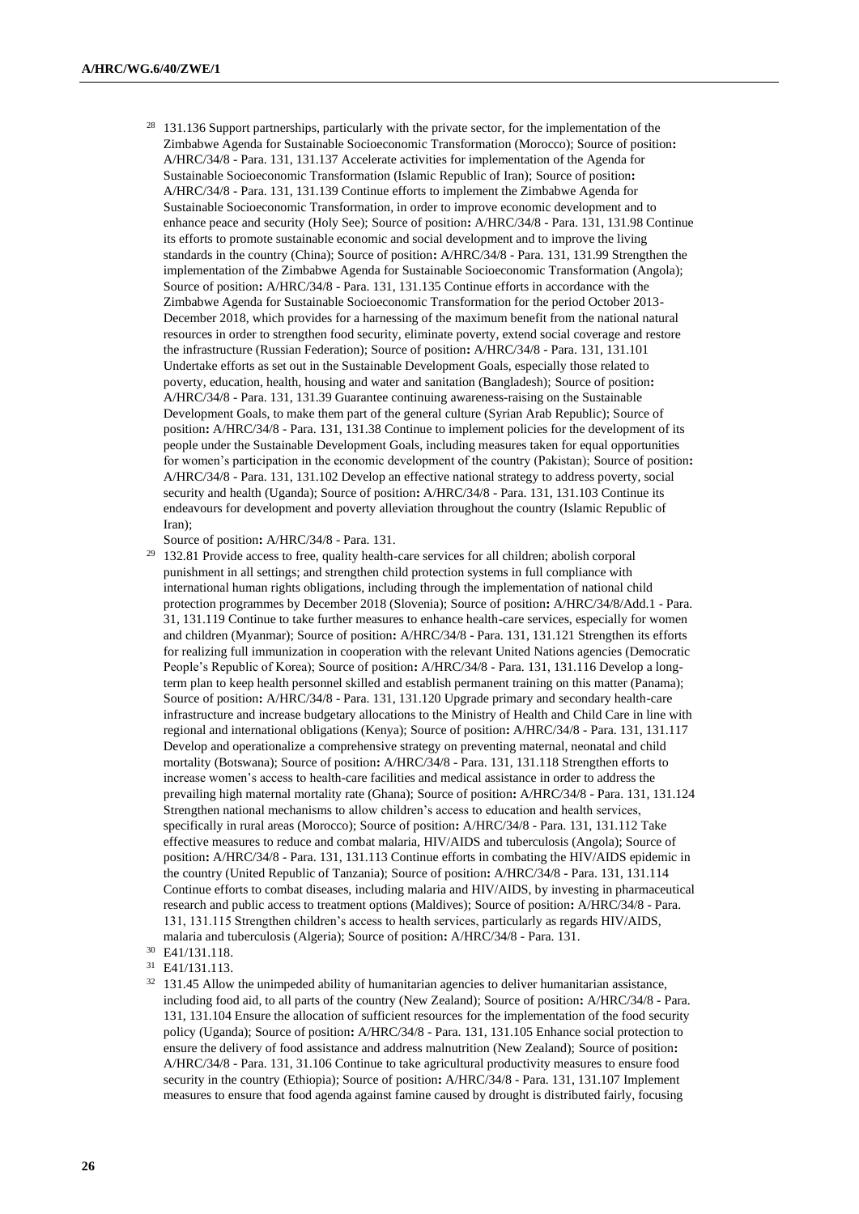[28] 131.136 Support partnerships, particularly with the private sector, for the implementation of the Zimbabwe Agenda for Sustainable Socioeconomic Transformation (Morocco); Source of position**:** A/HRC/34/8 - Para. 131, 131.137 Accelerate activities for implementation of the Agenda for Sustainable Socioeconomic Transformation (Islamic Republic of Iran); Source of position**:** A/HRC/34/8 - Para. 131, 131.139 Continue efforts to implement the Zimbabwe Agenda for Sustainable Socioeconomic Transformation, in order to improve economic development and to enhance peace and security (Holy See); Source of position**:** A/HRC/34/8 - Para. 131, 131.98 Continue its efforts to promote sustainable economic and social development and to improve the living standards in the country (China); Source of position**:** A/HRC/34/8 - Para. 131, 131.99 Strengthen the implementation of the Zimbabwe Agenda for Sustainable Socioeconomic Transformation (Angola); Source of position**:** A/HRC/34/8 - Para. 131, 131.135 Continue efforts in accordance with the Zimbabwe Agenda for Sustainable Socioeconomic Transformation for the period October 2013-December 2018, which provides for a harnessing of the maximum benefit from the national natural resources in order to strengthen food security, eliminate poverty, extend social coverage and restore the infrastructure (Russian Federation); Source of position**:** A/HRC/34/8 - Para. 131, 131.101 Undertake efforts as set out in the Sustainable Development Goals, especially those related to poverty, education, health, housing and water and sanitation (Bangladesh); Source of position**:** A/HRC/34/8 - Para. 131, 131.39 Guarantee continuing awareness-raising on the Sustainable Development Goals, to make them part of the general culture (Syrian Arab Republic); Source of position**:** A/HRC/34/8 - Para. 131, 131.38 Continue to implement policies for the development of its people under the Sustainable Development Goals, including measures taken for equal opportunities for women's participation in the economic development of the country (Pakistan); Source of position**:** A/HRC/34/8 - Para. 131, 131.102 Develop an effective national strategy to address poverty, social security and health (Uganda); Source of position**:** A/HRC/34/8 - Para. 131, 131.103 Continue its endeavours for development and poverty alleviation throughout the country (Islamic Republic of Iran);
Source of position**:** A/HRC/34/8 - Para. 131.

[29] 132.81 Provide access to free, quality health-care services for all children; abolish corporal punishment in all settings; and strengthen child protection systems in full compliance with international human rights obligations, including through the implementation of national child protection programmes by December 2018 (Slovenia); Source of position**:** A/HRC/34/8/Add.1 - Para. 31, 131.119 Continue to take further measures to enhance health-care services, especially for women and children (Myanmar); Source of position**:** A/HRC/34/8 - Para. 131, 131.121 Strengthen its efforts for realizing full immunization in cooperation with the relevant United Nations agencies (Democratic People's Republic of Korea); Source of position**:** A/HRC/34/8 - Para. 131, 131.116 Develop a long-term plan to keep health personnel skilled and establish permanent training on this matter (Panama); Source of position**:** A/HRC/34/8 - Para. 131, 131.120 Upgrade primary and secondary health-care infrastructure and increase budgetary allocations to the Ministry of Health and Child Care in line with regional and international obligations (Kenya); Source of position**:** A/HRC/34/8 - Para. 131, 131.117 Develop and operationalize a comprehensive strategy on preventing maternal, neonatal and child mortality (Botswana); Source of position**:** A/HRC/34/8 - Para. 131, 131.118 Strengthen efforts to increase women's access to health-care facilities and medical assistance in order to address the prevailing high maternal mortality rate (Ghana); Source of position**:** A/HRC/34/8 - Para. 131, 131.124 Strengthen national mechanisms to allow children's access to education and health services, specifically in rural areas (Morocco); Source of position**:** A/HRC/34/8 - Para. 131, 131.112 Take effective measures to reduce and combat malaria, HIV/AIDS and tuberculosis (Angola); Source of position**:** A/HRC/34/8 - Para. 131, 131.113 Continue efforts in combating the HIV/AIDS epidemic in the country (United Republic of Tanzania); Source of position**:** A/HRC/34/8 - Para. 131, 131.114 Continue efforts to combat diseases, including malaria and HIV/AIDS, by investing in pharmaceutical research and public access to treatment options (Maldives); Source of position**:** A/HRC/34/8 - Para. 131, 131.115 Strengthen children's access to health services, particularly as regards HIV/AIDS, malaria and tuberculosis (Algeria); Source of position**:** A/HRC/34/8 - Para. 131.

[30] E41/131.118.

[31] E41/131.113.

[32] 131.45 Allow the unimpeded ability of humanitarian agencies to deliver humanitarian assistance, including food aid, to all parts of the country (New Zealand); Source of position**:** A/HRC/34/8 - Para. 131, 131.104 Ensure the allocation of sufficient resources for the implementation of the food security policy (Uganda); Source of position**:** A/HRC/34/8 - Para. 131, 131.105 Enhance social protection to ensure the delivery of food assistance and address malnutrition (New Zealand); Source of position**:** A/HRC/34/8 - Para. 131, 31.106 Continue to take agricultural productivity measures to ensure food security in the country (Ethiopia); Source of position**:** A/HRC/34/8 - Para. 131, 131.107 Implement measures to ensure that food agenda against famine caused by drought is distributed fairly, focusing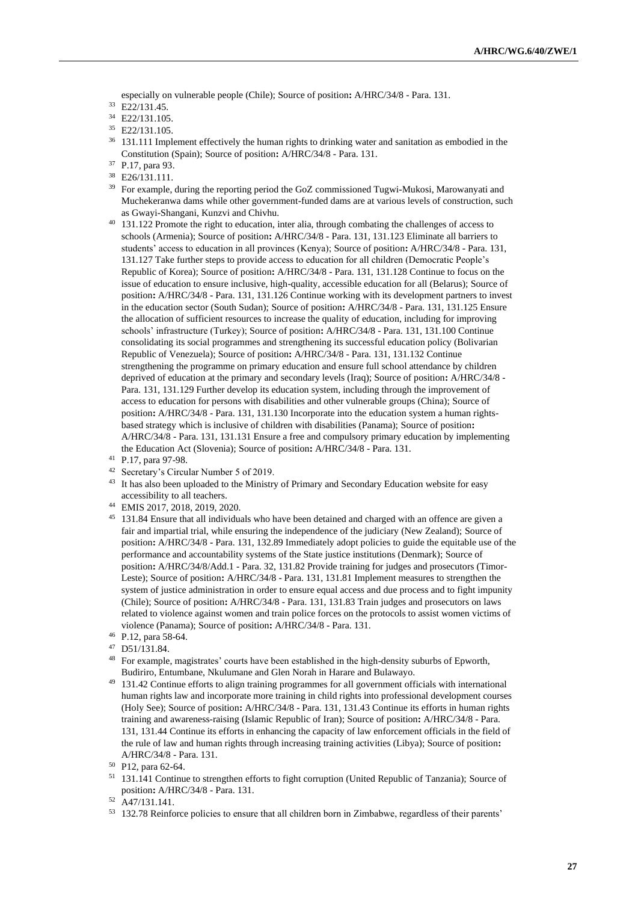especially on vulnerable people (Chile); Source of position**:** A/HRC/34/8 - Para. 131.

[33] E22/131.45.

[34] E22/131.105.

[35] E22/131.105.

[36] 131.111 Implement effectively the human rights to drinking water and sanitation as embodied in the Constitution (Spain); Source of position**:** A/HRC/34/8 - Para. 131.

[37] P.17, para 93.

[38] E26/131.111.

[39] For example, during the reporting period the GoZ commissioned Tugwi-Mukosi, Marowanyati and Muchekeranwa dams while other government-funded dams are at various levels of construction, such as Gwayi-Shangani, Kunzvi and Chivhu.

[40] 131.122 Promote the right to education, inter alia, through combating the challenges of access to schools (Armenia); Source of position**:** A/HRC/34/8 - Para. 131, 131.123 Eliminate all barriers to students' access to education in all provinces (Kenya); Source of position**:** A/HRC/34/8 - Para. 131, 131.127 Take further steps to provide access to education for all children (Democratic People's Republic of Korea); Source of position**:** A/HRC/34/8 - Para. 131, 131.128 Continue to focus on the issue of education to ensure inclusive, high-quality, accessible education for all (Belarus); Source of position**:** A/HRC/34/8 - Para. 131, 131.126 Continue working with its development partners to invest in the education sector (South Sudan); Source of position**:** A/HRC/34/8 - Para. 131, 131.125 Ensure the allocation of sufficient resources to increase the quality of education, including for improving schools' infrastructure (Turkey); Source of position**:** A/HRC/34/8 - Para. 131, 131.100 Continue consolidating its social programmes and strengthening its successful education policy (Bolivarian Republic of Venezuela); Source of position**:** A/HRC/34/8 - Para. 131, 131.132 Continue strengthening the programme on primary education and ensure full school attendance by children deprived of education at the primary and secondary levels (Iraq); Source of position**:** A/HRC/34/8 - Para. 131, 131.129 Further develop its education system, including through the improvement of access to education for persons with disabilities and other vulnerable groups (China); Source of position**:** A/HRC/34/8 - Para. 131, 131.130 Incorporate into the education system a human rights-based strategy which is inclusive of children with disabilities (Panama); Source of position**:** A/HRC/34/8 - Para. 131, 131.131 Ensure a free and compulsory primary education by implementing the Education Act (Slovenia); Source of position**:** A/HRC/34/8 - Para. 131.

[41] P.17, para 97-98.

[42] Secretary's Circular Number 5 of 2019.

[43] It has also been uploaded to the Ministry of Primary and Secondary Education website for easy accessibility to all teachers.

[44] EMIS 2017, 2018, 2019, 2020.

[45] 131.84 Ensure that all individuals who have been detained and charged with an offence are given a fair and impartial trial, while ensuring the independence of the judiciary (New Zealand); Source of position**:** A/HRC/34/8 - Para. 131, 132.89 Immediately adopt policies to guide the equitable use of the performance and accountability systems of the State justice institutions (Denmark); Source of position**:** A/HRC/34/8/Add.1 - Para. 32, 131.82 Provide training for judges and prosecutors (Timor-Leste); Source of position**:** A/HRC/34/8 - Para. 131, 131.81 Implement measures to strengthen the system of justice administration in order to ensure equal access and due process and to fight impunity (Chile); Source of position**:** A/HRC/34/8 - Para. 131, 131.83 Train judges and prosecutors on laws related to violence against women and train police forces on the protocols to assist women victims of violence (Panama); Source of position**:** A/HRC/34/8 - Para. 131.

[46] P.12, para 58-64.

[47] D51/131.84.

[48] For example, magistrates' courts have been established in the high-density suburbs of Epworth, Budiriro, Entumbane, Nkulumane and Glen Norah in Harare and Bulawayo.

[49] 131.42 Continue efforts to align training programmes for all government officials with international human rights law and incorporate more training in child rights into professional development courses (Holy See); Source of position**:** A/HRC/34/8 - Para. 131, 131.43 Continue its efforts in human rights training and awareness-raising (Islamic Republic of Iran); Source of position**:** A/HRC/34/8 - Para. 131, 131.44 Continue its efforts in enhancing the capacity of law enforcement officials in the field of the rule of law and human rights through increasing training activities (Libya); Source of position**:** A/HRC/34/8 - Para. 131.

[50] P12, para 62-64.

[51] 131.141 Continue to strengthen efforts to fight corruption (United Republic of Tanzania); Source of position**:** A/HRC/34/8 - Para. 131.

[52] A47/131.141.

[53] 132.78 Reinforce policies to ensure that all children born in Zimbabwe, regardless of their parents'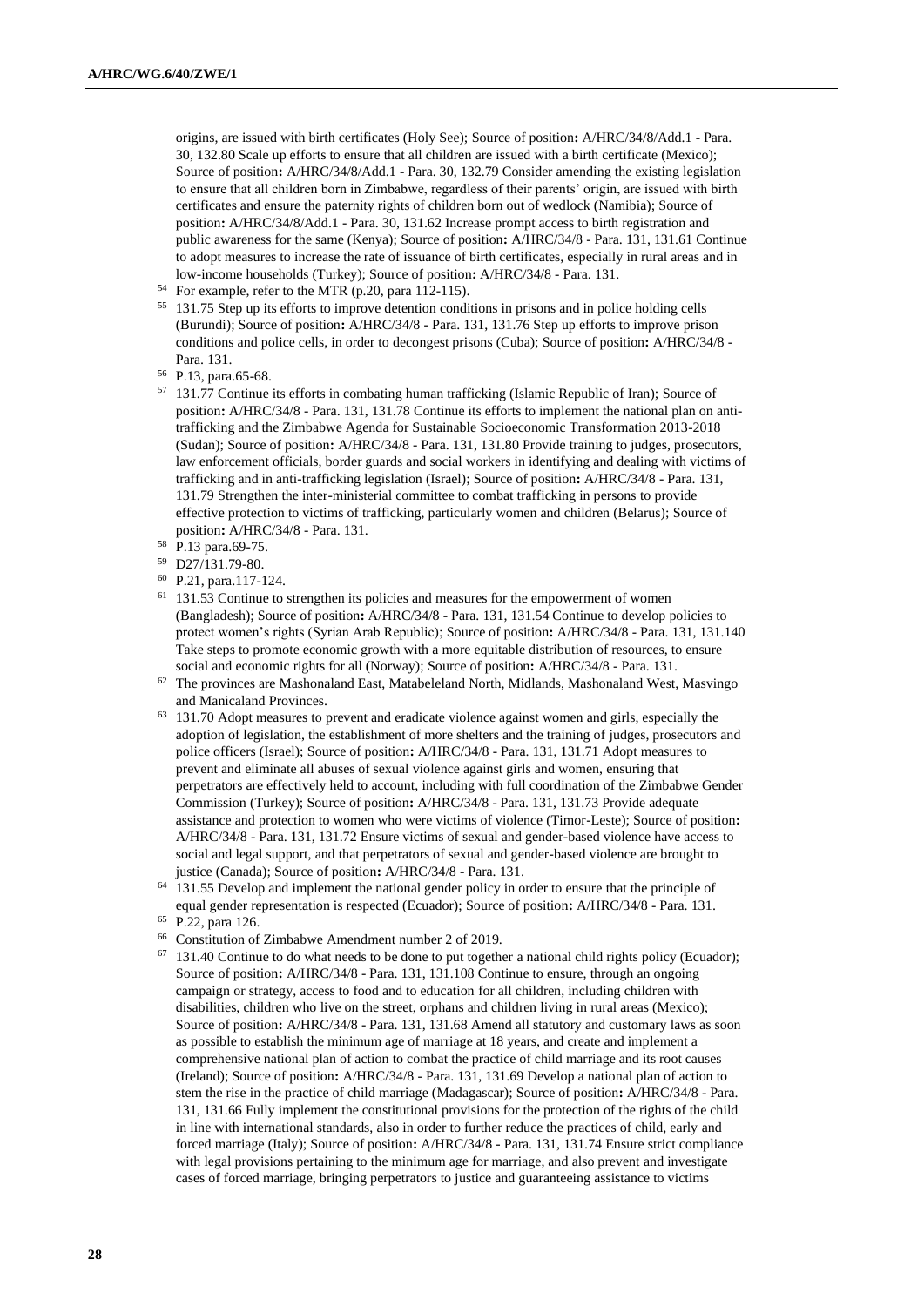origins, are issued with birth certificates (Holy See); Source of position**:** A/HRC/34/8/Add.1 - Para. 30, 132.80 Scale up efforts to ensure that all children are issued with a birth certificate (Mexico); Source of position**:** A/HRC/34/8/Add.1 - Para. 30, 132.79 Consider amending the existing legislation to ensure that all children born in Zimbabwe, regardless of their parents' origin, are issued with birth certificates and ensure the paternity rights of children born out of wedlock (Namibia); Source of position**:** A/HRC/34/8/Add.1 - Para. 30, 131.62 Increase prompt access to birth registration and public awareness for the same (Kenya); Source of position**:** A/HRC/34/8 - Para. 131, 131.61 Continue to adopt measures to increase the rate of issuance of birth certificates, especially in rural areas and in low-income households (Turkey); Source of position**:** A/HRC/34/8 - Para. 131.

[54] For example, refer to the MTR (p.20, para 112-115).

[55] 131.75 Step up its efforts to improve detention conditions in prisons and in police holding cells (Burundi); Source of position**:** A/HRC/34/8 - Para. 131, 131.76 Step up efforts to improve prison conditions and police cells, in order to decongest prisons (Cuba); Source of position**:** A/HRC/34/8 - Para. 131.

[56] P.13, para.65-68.

[57] 131.77 Continue its efforts in combating human trafficking (Islamic Republic of Iran); Source of position**:** A/HRC/34/8 - Para. 131, 131.78 Continue its efforts to implement the national plan on anti-trafficking and the Zimbabwe Agenda for Sustainable Socioeconomic Transformation 2013-2018 (Sudan); Source of position**:** A/HRC/34/8 - Para. 131, 131.80 Provide training to judges, prosecutors, law enforcement officials, border guards and social workers in identifying and dealing with victims of trafficking and in anti-trafficking legislation (Israel); Source of position**:** A/HRC/34/8 - Para. 131, 131.79 Strengthen the inter-ministerial committee to combat trafficking in persons to provide effective protection to victims of trafficking, particularly women and children (Belarus); Source of position**:** A/HRC/34/8 - Para. 131.

[58] P.13 para.69-75.

[59] D27/131.79-80.

[60] P.21, para.117-124.

[61] 131.53 Continue to strengthen its policies and measures for the empowerment of women (Bangladesh); Source of position**:** A/HRC/34/8 - Para. 131, 131.54 Continue to develop policies to protect women's rights (Syrian Arab Republic); Source of position**:** A/HRC/34/8 - Para. 131, 131.140 Take steps to promote economic growth with a more equitable distribution of resources, to ensure social and economic rights for all (Norway); Source of position**:** A/HRC/34/8 - Para. 131.

[62] The provinces are Mashonaland East, Matabeleland North, Midlands, Mashonaland West, Masvingo and Manicaland Provinces.

[63] 131.70 Adopt measures to prevent and eradicate violence against women and girls, especially the adoption of legislation, the establishment of more shelters and the training of judges, prosecutors and police officers (Israel); Source of position**:** A/HRC/34/8 - Para. 131, 131.71 Adopt measures to prevent and eliminate all abuses of sexual violence against girls and women, ensuring that perpetrators are effectively held to account, including with full coordination of the Zimbabwe Gender Commission (Turkey); Source of position**:** A/HRC/34/8 - Para. 131, 131.73 Provide adequate assistance and protection to women who were victims of violence (Timor-Leste); Source of position**:** A/HRC/34/8 - Para. 131, 131.72 Ensure victims of sexual and gender-based violence have access to social and legal support, and that perpetrators of sexual and gender-based violence are brought to justice (Canada); Source of position**:** A/HRC/34/8 - Para. 131.

[64] 131.55 Develop and implement the national gender policy in order to ensure that the principle of equal gender representation is respected (Ecuador); Source of position**:** A/HRC/34/8 - Para. 131.

[65] P.22, para 126.

[66] Constitution of Zimbabwe Amendment number 2 of 2019.

[67] 131.40 Continue to do what needs to be done to put together a national child rights policy (Ecuador); Source of position**:** A/HRC/34/8 - Para. 131, 131.108 Continue to ensure, through an ongoing campaign or strategy, access to food and to education for all children, including children with disabilities, children who live on the street, orphans and children living in rural areas (Mexico); Source of position**:** A/HRC/34/8 - Para. 131, 131.68 Amend all statutory and customary laws as soon as possible to establish the minimum age of marriage at 18 years, and create and implement a comprehensive national plan of action to combat the practice of child marriage and its root causes (Ireland); Source of position**:** A/HRC/34/8 - Para. 131, 131.69 Develop a national plan of action to stem the rise in the practice of child marriage (Madagascar); Source of position**:** A/HRC/34/8 - Para. 131, 131.66 Fully implement the constitutional provisions for the protection of the rights of the child in line with international standards, also in order to further reduce the practices of child, early and forced marriage (Italy); Source of position**:** A/HRC/34/8 - Para. 131, 131.74 Ensure strict compliance with legal provisions pertaining to the minimum age for marriage, and also prevent and investigate cases of forced marriage, bringing perpetrators to justice and guaranteeing assistance to victims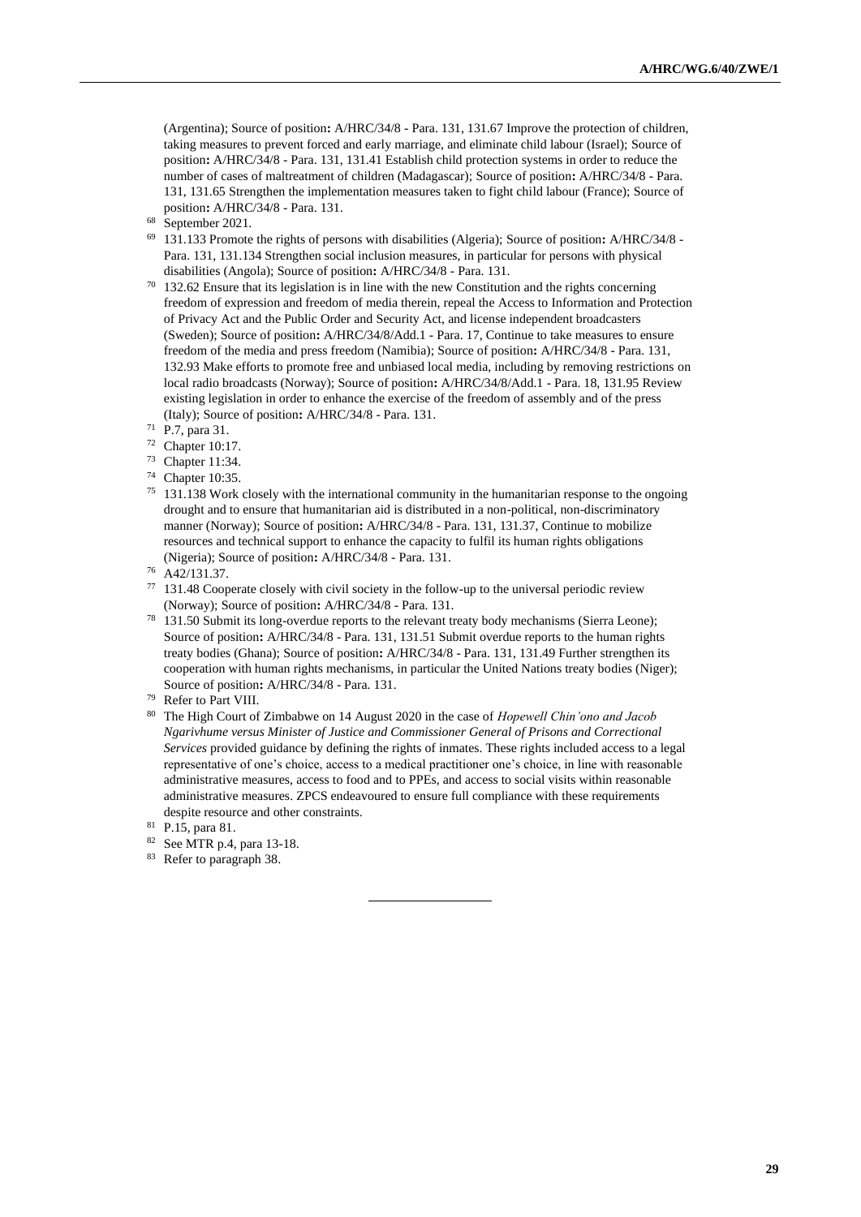(Argentina); Source of position**:** A/HRC/34/8 - Para. 131, 131.67 Improve the protection of children, taking measures to prevent forced and early marriage, and eliminate child labour (Israel); Source of position**:** A/HRC/34/8 - Para. 131, 131.41 Establish child protection systems in order to reduce the number of cases of maltreatment of children (Madagascar); Source of position**:** A/HRC/34/8 - Para. 131, 131.65 Strengthen the implementation measures taken to fight child labour (France); Source of position**:** A/HRC/34/8 - Para. 131.

[68] September 2021.

[69] 131.133 Promote the rights of persons with disabilities (Algeria); Source of position**:** A/HRC/34/8 - Para. 131, 131.134 Strengthen social inclusion measures, in particular for persons with physical disabilities (Angola); Source of position**:** A/HRC/34/8 - Para. 131.

[70] 132.62 Ensure that its legislation is in line with the new Constitution and the rights concerning freedom of expression and freedom of media therein, repeal the Access to Information and Protection of Privacy Act and the Public Order and Security Act, and license independent broadcasters (Sweden); Source of position**:** A/HRC/34/8/Add.1 - Para. 17, Continue to take measures to ensure freedom of the media and press freedom (Namibia); Source of position**:** A/HRC/34/8 - Para. 131, 132.93 Make efforts to promote free and unbiased local media, including by removing restrictions on local radio broadcasts (Norway); Source of position**:** A/HRC/34/8/Add.1 - Para. 18, 131.95 Review existing legislation in order to enhance the exercise of the freedom of assembly and of the press (Italy); Source of position**:** A/HRC/34/8 - Para. 131.

[71] P.7, para 31.

[72] Chapter 10:17.

[73] Chapter 11:34.

[74] Chapter 10:35.

[75] 131.138 Work closely with the international community in the humanitarian response to the ongoing drought and to ensure that humanitarian aid is distributed in a non-political, non-discriminatory manner (Norway); Source of position**:** A/HRC/34/8 - Para. 131, 131.37, Continue to mobilize resources and technical support to enhance the capacity to fulfil its human rights obligations (Nigeria); Source of position**:** A/HRC/34/8 - Para. 131.

[76] A42/131.37.

[77] 131.48 Cooperate closely with civil society in the follow-up to the universal periodic review (Norway); Source of position**:** A/HRC/34/8 - Para. 131.

[78] 131.50 Submit its long-overdue reports to the relevant treaty body mechanisms (Sierra Leone); Source of position**:** A/HRC/34/8 - Para. 131, 131.51 Submit overdue reports to the human rights treaty bodies (Ghana); Source of position**:** A/HRC/34/8 - Para. 131, 131.49 Further strengthen its cooperation with human rights mechanisms, in particular the United Nations treaty bodies (Niger); Source of position**:** A/HRC/34/8 - Para. 131.

[79] Refer to Part VIII.

[80] The High Court of Zimbabwe on 14 August 2020 in the case of *Hopewell Chin'ono and Jacob Ngarivhume versus Minister of Justice and Commissioner General of Prisons and Correctional Services* provided guidance by defining the rights of inmates. These rights included access to a legal representative of one's choice, access to a medical practitioner one's choice, in line with reasonable administrative measures, access to food and to PPEs, and access to social visits within reasonable administrative measures. ZPCS endeavoured to ensure full compliance with these requirements despite resource and other constraints.

[81] P.15, para 81.

[82] See MTR p.4, para 13-18.

[83] Refer to paragraph 38.